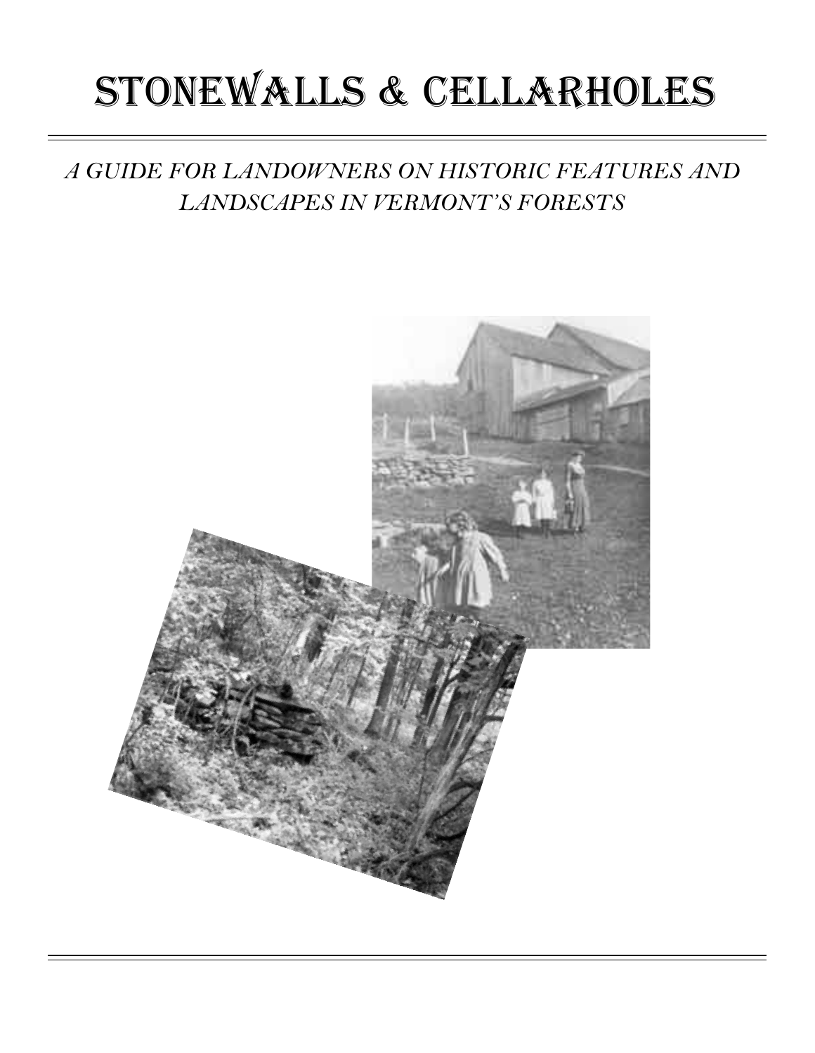# STONEWALLS & CELLARHOLES

*A GUIDE FOR LANDOWNERS ON HISTORIC FEATURES AND LANDSCAPES IN VERMONT'S FORESTS*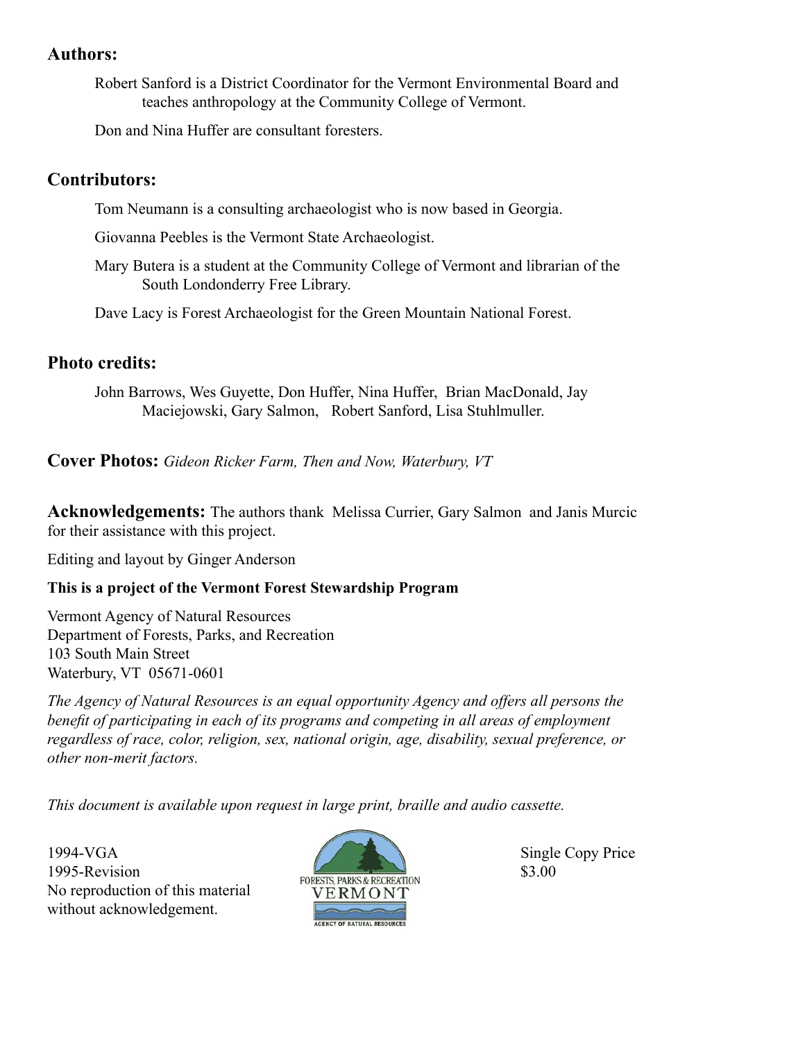## Authors:

Robert Sanford is a District Coordinator for the Vermont Environmental Board and teaches anthropology at the Community College of Vermont.

Don and Nina Huffer are consultant foresters.

## Contributors:

Tom Neumann is a consulting archaeologist who is now based in Georgia.

Giovanna Peebles is the Vermont State Archaeologist.

Mary Butera is a student at the Community College of Vermont and librarian of the South Londonderry Free Library.

Dave Lacy is Forest Archaeologist for the Green Mountain National Forest.

## Photo credits:

John Barrows, Wes Guyette, Don Huffer, Nina Huffer, Brian MacDonald, Jay Maciejowski, Gary Salmon, Robert Sanford, Lisa Stuhlmuller.

**Cover Photos:** *Gideon Ricker Farm, Then and Now, Waterbury, VT*

**Acknowledgements:** The authors thank Melissa Currier, Gary Salmon and Janis Murcic for their assistance with this project.

Editing and layout by Ginger Anderson

**This is a project of the Vermont Forest Stewardship Program**

Vermont Agency of Natural Resources
Department of Forests, Parks, and Recreation
103 South Main Street
Waterbury, VT 05671-0601

*The Agency of Natural Resources is an equal opportunity Agency and offers all persons the benefit of participating in each of its programs and competing in all areas of employment regardless of race, color, religion, sex, national origin, age, disability, sexual preference, or other non-merit factors.*

*This document is available upon request in large print, braille and audio cassette.*

1994-VGA
1995-Revision
No reproduction of this material without acknowledgement.

FORESTS, PARKS & RECREATION
VERMONT
AGENCY OF NATURAL RESOURCES

Single Copy Price
$3.00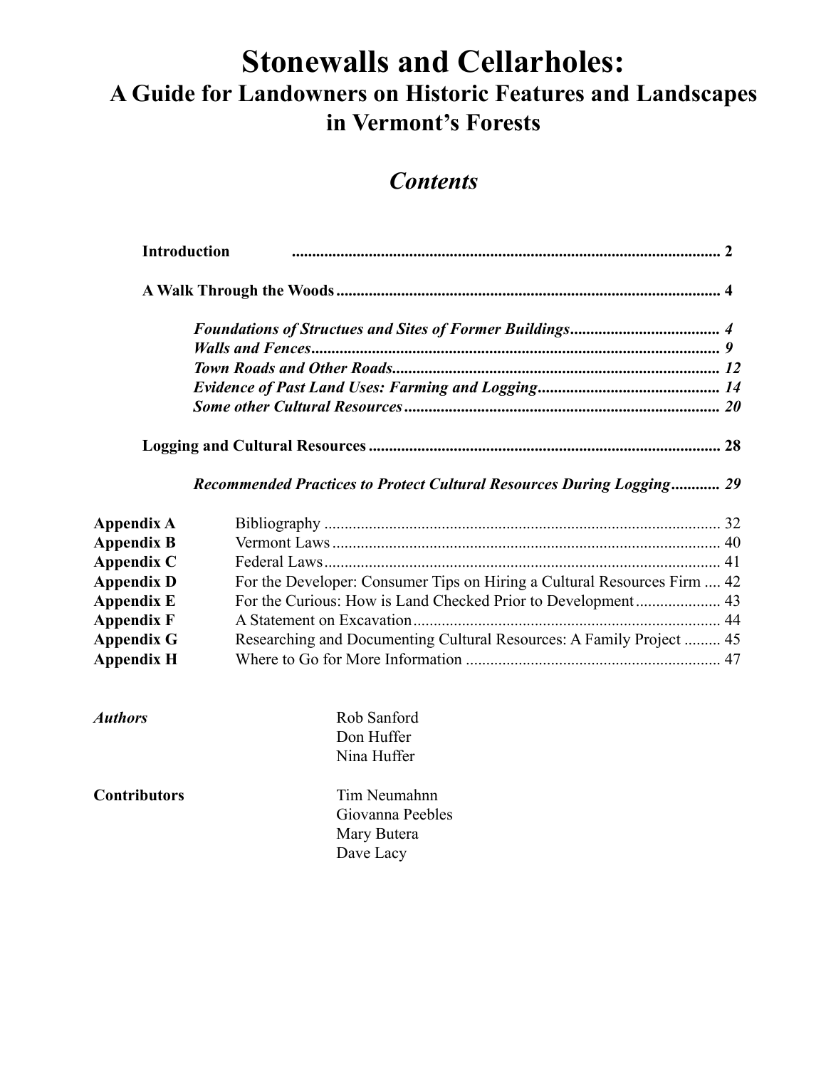# Stonewalls and Cellarholes:

## A Guide for Landowners on Historic Features and Landscapes in Vermont's Forests

## *Contents*

**Introduction** ........................................................................................................ 2

**A Walk Through the Woods** ............................................................................... 4

- ***Foundations of Structues and Sites of Former Buildings*** ..................................... 4
- ***Walls and Fences*** ...................................................................................... 9
- ***Town Roads and Other Roads*** ................................................................... 12
- ***Evidence of Past Land Uses: Farming and Logging*** ......................................... 14
- ***Some other Cultural Resources*** .................................................................. 20

**Logging and Cultural Resources** ...................................................................... 28

- ***Recommended Practices to Protect Cultural Resources During Logging*** ........... 29

| | | |
|---|---|---|
| **Appendix A** | Bibliography | 32 |
| **Appendix B** | Vermont Laws | 40 |
| **Appendix C** | Federal Laws | 41 |
| **Appendix D** | For the Developer: Consumer Tips on Hiring a Cultural Resources Firm | 42 |
| **Appendix E** | For the Curious: How is Land Checked Prior to Development | 43 |
| **Appendix F** | A Statement on Excavation | 44 |
| **Appendix G** | Researching and Documenting Cultural Resources: A Family Project | 45 |
| **Appendix H** | Where to Go for More Information | 47 |

***Authors***

Rob Sanford
Don Huffer
Nina Huffer

**Contributors**

Tim Neumahnn
Giovanna Peebles
Mary Butera
Dave Lacy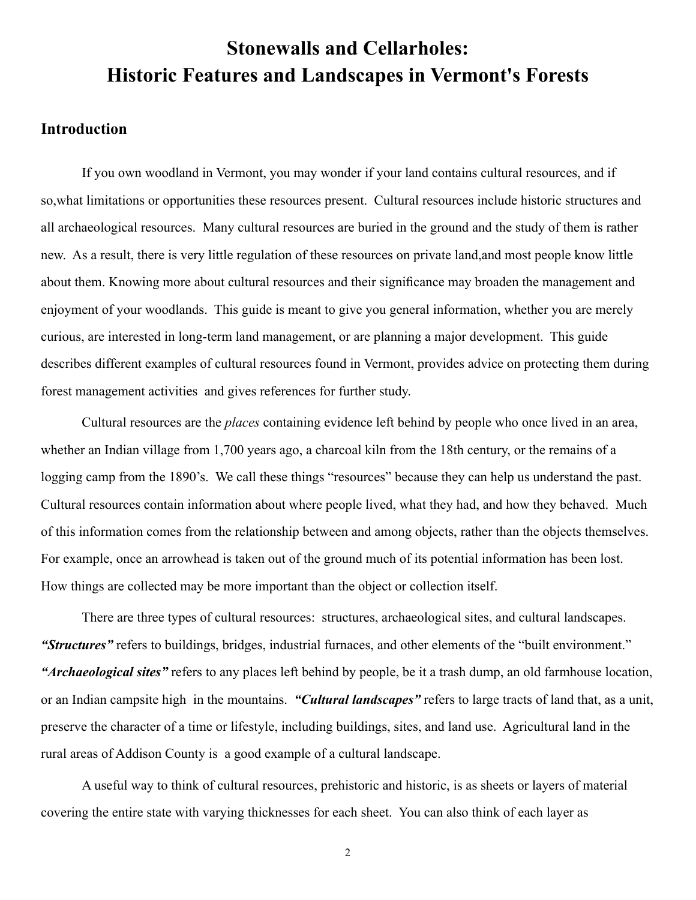# Stonewalls and Cellarholes: Historic Features and Landscapes in Vermont's Forests

## Introduction

If you own woodland in Vermont, you may wonder if your land contains cultural resources, and if so,what limitations or opportunities these resources present. Cultural resources include historic structures and all archaeological resources. Many cultural resources are buried in the ground and the study of them is rather new. As a result, there is very little regulation of these resources on private land,and most people know little about them. Knowing more about cultural resources and their significance may broaden the management and enjoyment of your woodlands. This guide is meant to give you general information, whether you are merely curious, are interested in long-term land management, or are planning a major development. This guide describes different examples of cultural resources found in Vermont, provides advice on protecting them during forest management activities and gives references for further study.

Cultural resources are the *places* containing evidence left behind by people who once lived in an area, whether an Indian village from 1,700 years ago, a charcoal kiln from the 18th century, or the remains of a logging camp from the 1890's. We call these things "resources" because they can help us understand the past. Cultural resources contain information about where people lived, what they had, and how they behaved. Much of this information comes from the relationship between and among objects, rather than the objects themselves. For example, once an arrowhead is taken out of the ground much of its potential information has been lost. How things are collected may be more important than the object or collection itself.

There are three types of cultural resources: structures, archaeological sites, and cultural landscapes. ***"Structures"*** refers to buildings, bridges, industrial furnaces, and other elements of the "built environment." ***"Archaeological sites"*** refers to any places left behind by people, be it a trash dump, an old farmhouse location, or an Indian campsite high in the mountains. ***"Cultural landscapes"*** refers to large tracts of land that, as a unit, preserve the character of a time or lifestyle, including buildings, sites, and land use. Agricultural land in the rural areas of Addison County is a good example of a cultural landscape.

A useful way to think of cultural resources, prehistoric and historic, is as sheets or layers of material covering the entire state with varying thicknesses for each sheet. You can also think of each layer as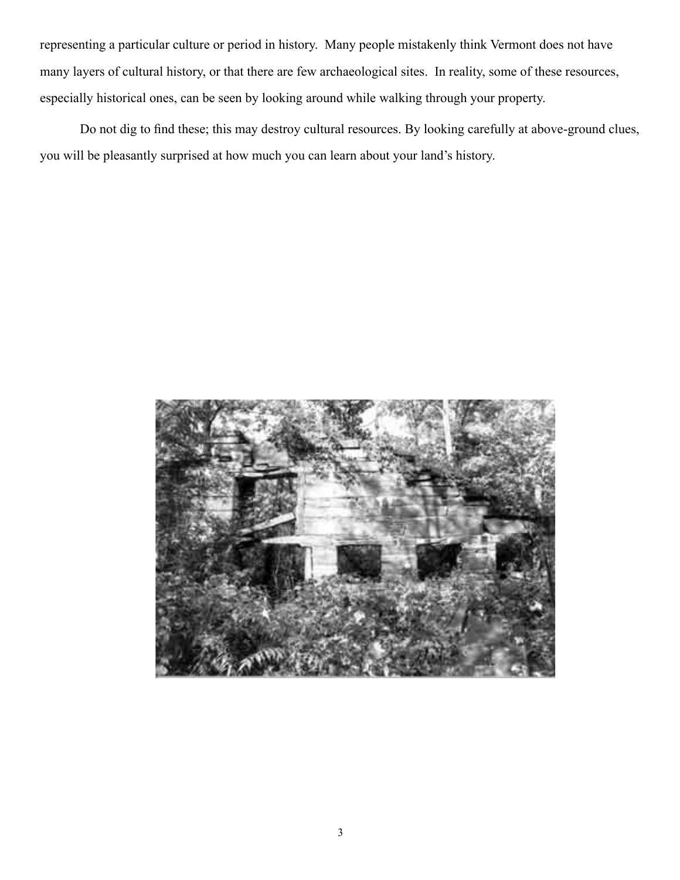representing a particular culture or period in history. Many people mistakenly think Vermont does not have many layers of cultural history, or that there are few archaeological sites. In reality, some of these resources, especially historical ones, can be seen by looking around while walking through your property.

Do not dig to find these; this may destroy cultural resources. By looking carefully at above-ground clues, you will be pleasantly surprised at how much you can learn about your land's history.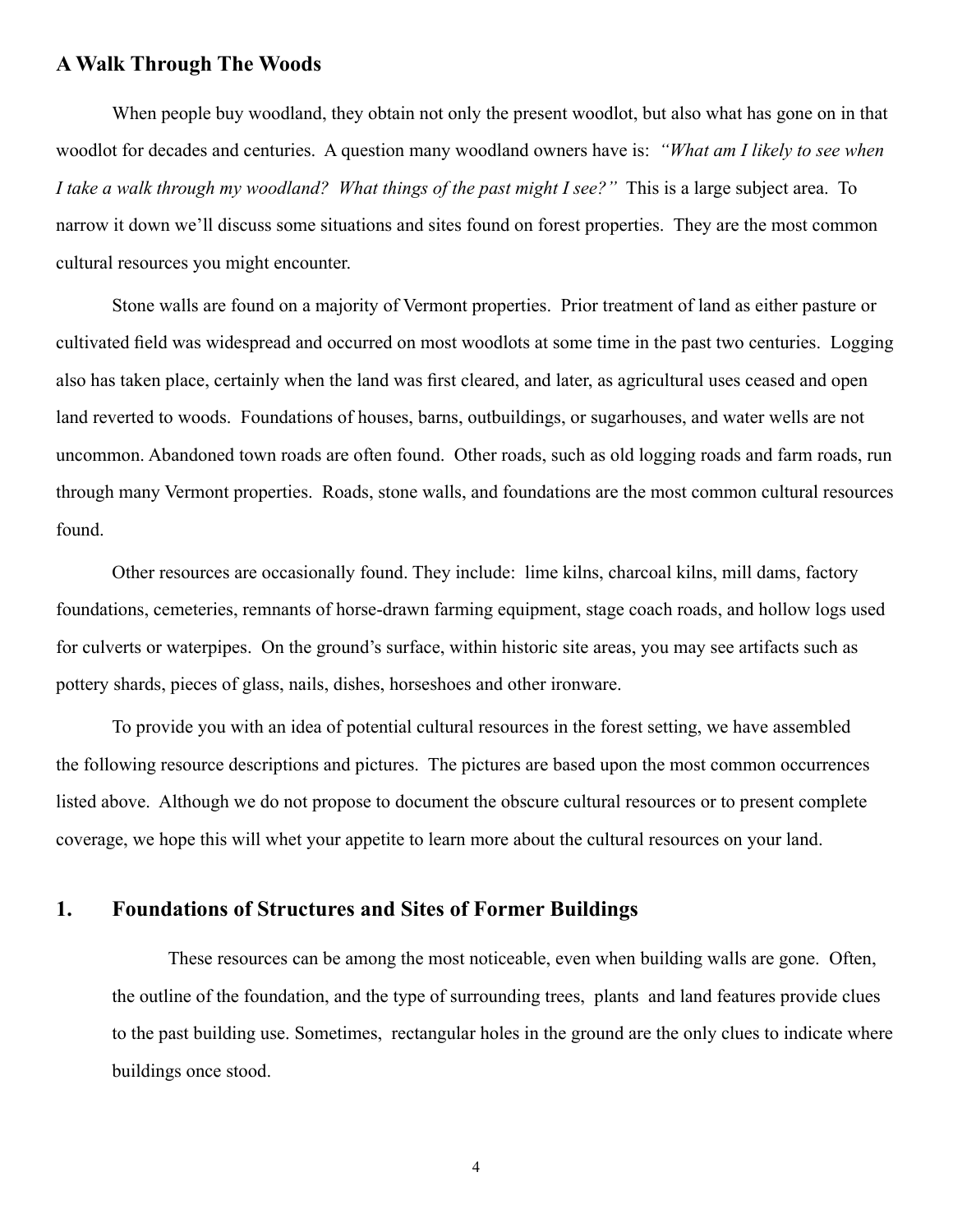## A Walk Through The Woods

When people buy woodland, they obtain not only the present woodlot, but also what has gone on in that woodlot for decades and centuries. A question many woodland owners have is: *"What am I likely to see when I take a walk through my woodland? What things of the past might I see?"* This is a large subject area. To narrow it down we'll discuss some situations and sites found on forest properties. They are the most common cultural resources you might encounter.

Stone walls are found on a majority of Vermont properties. Prior treatment of land as either pasture or cultivated field was widespread and occurred on most woodlots at some time in the past two centuries. Logging also has taken place, certainly when the land was first cleared, and later, as agricultural uses ceased and open land reverted to woods. Foundations of houses, barns, outbuildings, or sugarhouses, and water wells are not uncommon. Abandoned town roads are often found. Other roads, such as old logging roads and farm roads, run through many Vermont properties. Roads, stone walls, and foundations are the most common cultural resources found.

Other resources are occasionally found. They include: lime kilns, charcoal kilns, mill dams, factory foundations, cemeteries, remnants of horse-drawn farming equipment, stage coach roads, and hollow logs used for culverts or waterpipes. On the ground's surface, within historic site areas, you may see artifacts such as pottery shards, pieces of glass, nails, dishes, horseshoes and other ironware.

To provide you with an idea of potential cultural resources in the forest setting, we have assembled the following resource descriptions and pictures. The pictures are based upon the most common occurrences listed above. Although we do not propose to document the obscure cultural resources or to present complete coverage, we hope this will whet your appetite to learn more about the cultural resources on your land.

## 1. Foundations of Structures and Sites of Former Buildings

These resources can be among the most noticeable, even when building walls are gone. Often, the outline of the foundation, and the type of surrounding trees, plants and land features provide clues to the past building use. Sometimes, rectangular holes in the ground are the only clues to indicate where buildings once stood.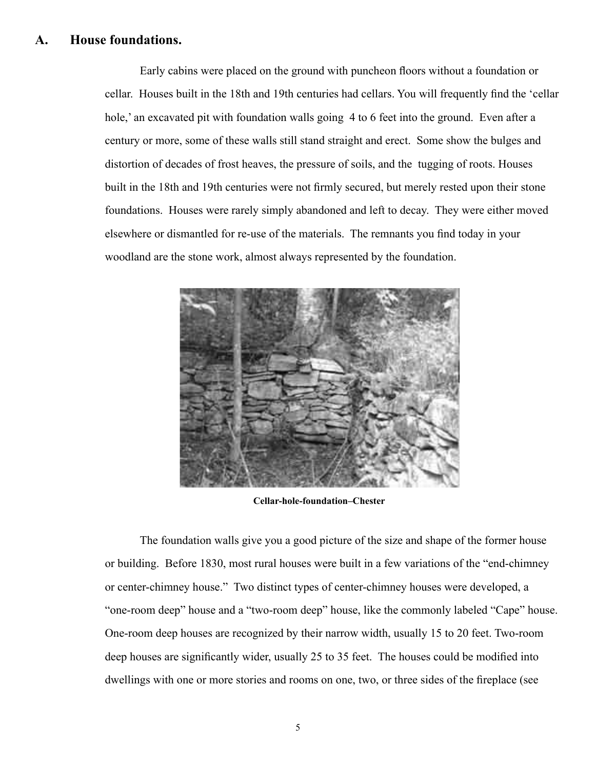## A. House foundations.

Early cabins were placed on the ground with puncheon floors without a foundation or cellar. Houses built in the 18th and 19th centuries had cellars. You will frequently find the 'cellar hole,' an excavated pit with foundation walls going 4 to 6 feet into the ground. Even after a century or more, some of these walls still stand straight and erect. Some show the bulges and distortion of decades of frost heaves, the pressure of soils, and the tugging of roots. Houses built in the 18th and 19th centuries were not firmly secured, but merely rested upon their stone foundations. Houses were rarely simply abandoned and left to decay. They were either moved elsewhere or dismantled for re-use of the materials. The remnants you find today in your woodland are the stone work, almost always represented by the foundation.

**Cellar-hole-foundation–Chester**

The foundation walls give you a good picture of the size and shape of the former house or building. Before 1830, most rural houses were built in a few variations of the "end-chimney or center-chimney house." Two distinct types of center-chimney houses were developed, a "one-room deep" house and a "two-room deep" house, like the commonly labeled "Cape" house. One-room deep houses are recognized by their narrow width, usually 15 to 20 feet. Two-room deep houses are significantly wider, usually 25 to 35 feet. The houses could be modified into dwellings with one or more stories and rooms on one, two, or three sides of the fireplace (see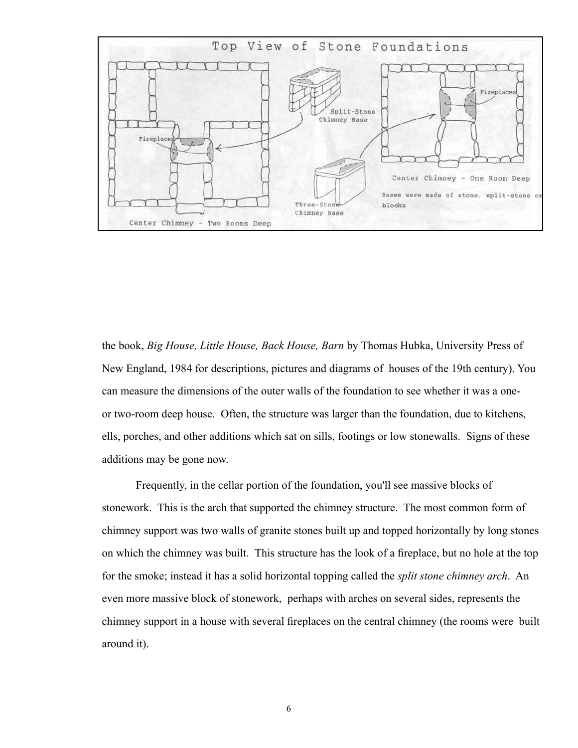the book, *Big House, Little House, Back House, Barn* by Thomas Hubka, University Press of New England, 1984 for descriptions, pictures and diagrams of houses of the 19th century). You can measure the dimensions of the outer walls of the foundation to see whether it was a one- or two-room deep house. Often, the structure was larger than the foundation, due to kitchens, ells, porches, and other additions which sat on sills, footings or low stonewalls. Signs of these additions may be gone now.

Frequently, in the cellar portion of the foundation, you'll see massive blocks of stonework. This is the arch that supported the chimney structure. The most common form of chimney support was two walls of granite stones built up and topped horizontally by long stones on which the chimney was built. This structure has the look of a fireplace, but no hole at the top for the smoke; instead it has a solid horizontal topping called the *split stone chimney arch*. An even more massive block of stonework, perhaps with arches on several sides, represents the chimney support in a house with several fireplaces on the central chimney (the rooms were built around it).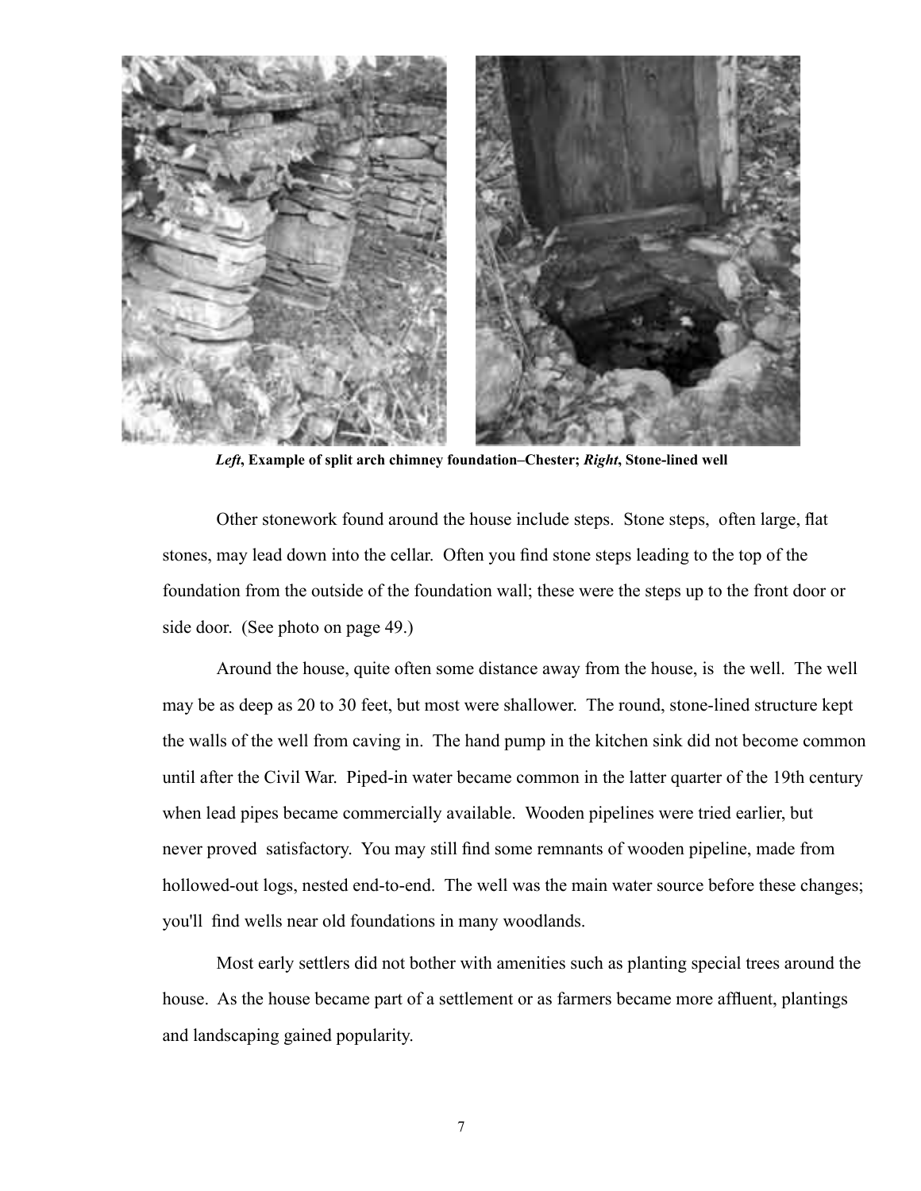***Left*, Example of split arch chimney foundation–Chester; *Right*, Stone-lined well**

Other stonework found around the house include steps. Stone steps, often large, flat stones, may lead down into the cellar. Often you find stone steps leading to the top of the foundation from the outside of the foundation wall; these were the steps up to the front door or side door. (See photo on page 49.)

Around the house, quite often some distance away from the house, is the well. The well may be as deep as 20 to 30 feet, but most were shallower. The round, stone-lined structure kept the walls of the well from caving in. The hand pump in the kitchen sink did not become common until after the Civil War. Piped-in water became common in the latter quarter of the 19th century when lead pipes became commercially available. Wooden pipelines were tried earlier, but never proved satisfactory. You may still find some remnants of wooden pipeline, made from hollowed-out logs, nested end-to-end. The well was the main water source before these changes; you'll find wells near old foundations in many woodlands.

Most early settlers did not bother with amenities such as planting special trees around the house. As the house became part of a settlement or as farmers became more affluent, plantings and landscaping gained popularity.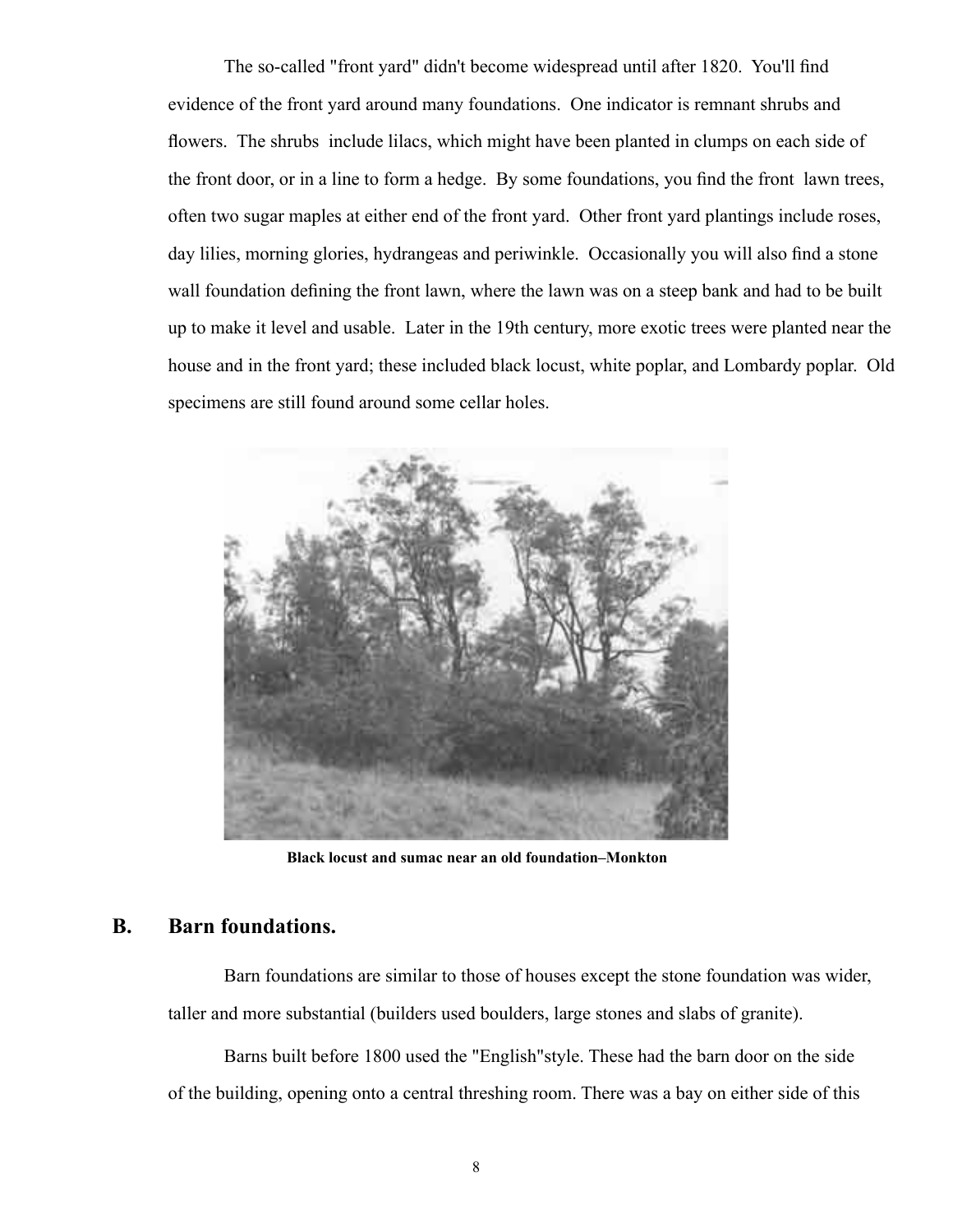The so-called "front yard" didn't become widespread until after 1820. You'll find evidence of the front yard around many foundations. One indicator is remnant shrubs and flowers. The shrubs include lilacs, which might have been planted in clumps on each side of the front door, or in a line to form a hedge. By some foundations, you find the front lawn trees, often two sugar maples at either end of the front yard. Other front yard plantings include roses, day lilies, morning glories, hydrangeas and periwinkle. Occasionally you will also find a stone wall foundation defining the front lawn, where the lawn was on a steep bank and had to be built up to make it level and usable. Later in the 19th century, more exotic trees were planted near the house and in the front yard; these included black locust, white poplar, and Lombardy poplar. Old specimens are still found around some cellar holes.

**Black locust and sumac near an old foundation–Monkton**

## B. Barn foundations.

Barn foundations are similar to those of houses except the stone foundation was wider, taller and more substantial (builders used boulders, large stones and slabs of granite).

Barns built before 1800 used the "English"style. These had the barn door on the side of the building, opening onto a central threshing room. There was a bay on either side of this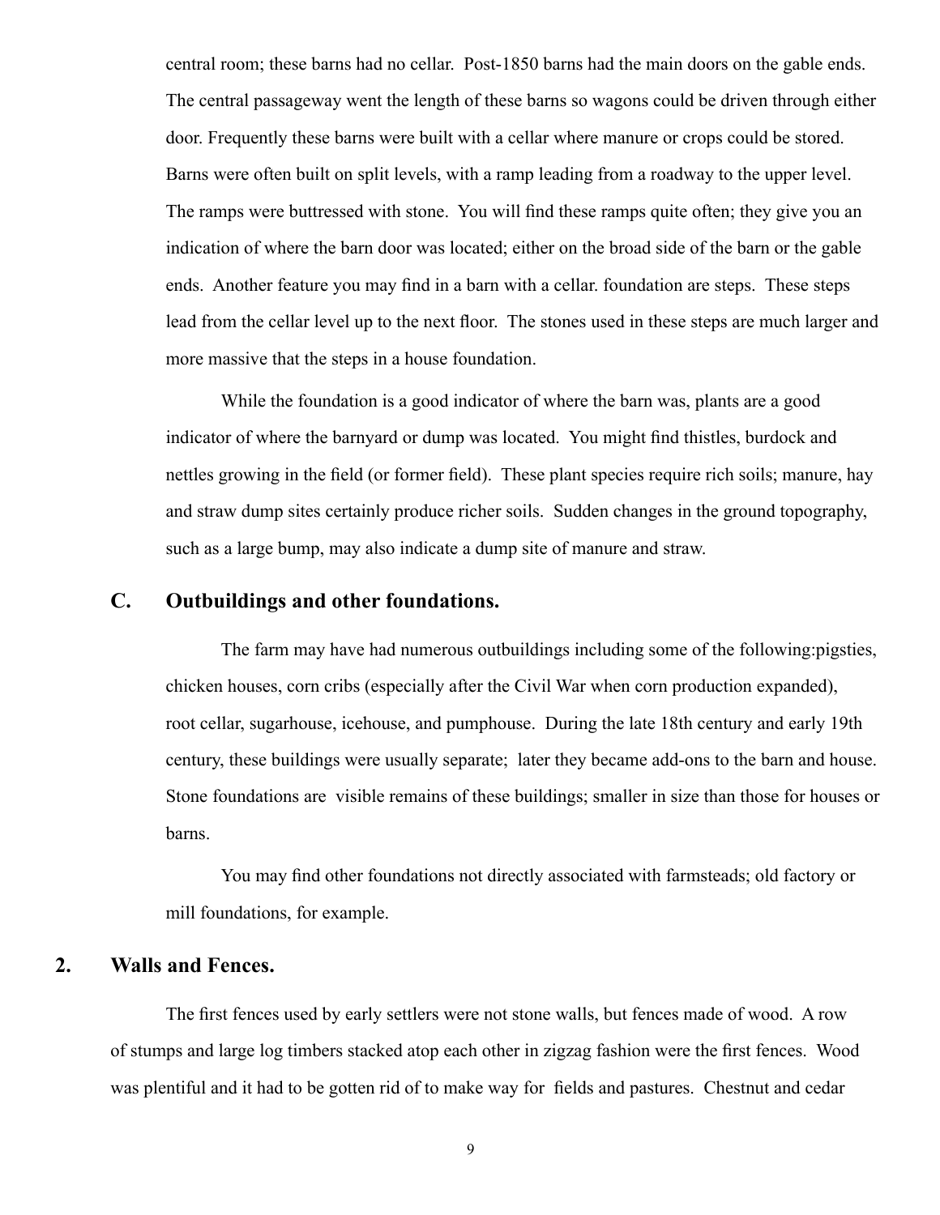central room; these barns had no cellar. Post-1850 barns had the main doors on the gable ends. The central passageway went the length of these barns so wagons could be driven through either door. Frequently these barns were built with a cellar where manure or crops could be stored. Barns were often built on split levels, with a ramp leading from a roadway to the upper level. The ramps were buttressed with stone. You will find these ramps quite often; they give you an indication of where the barn door was located; either on the broad side of the barn or the gable ends. Another feature you may find in a barn with a cellar. foundation are steps. These steps lead from the cellar level up to the next floor. The stones used in these steps are much larger and more massive that the steps in a house foundation.

While the foundation is a good indicator of where the barn was, plants are a good indicator of where the barnyard or dump was located. You might find thistles, burdock and nettles growing in the field (or former field). These plant species require rich soils; manure, hay and straw dump sites certainly produce richer soils. Sudden changes in the ground topography, such as a large bump, may also indicate a dump site of manure and straw.

### C. Outbuildings and other foundations.

The farm may have had numerous outbuildings including some of the following:pigsties, chicken houses, corn cribs (especially after the Civil War when corn production expanded), root cellar, sugarhouse, icehouse, and pumphouse. During the late 18th century and early 19th century, these buildings were usually separate; later they became add-ons to the barn and house. Stone foundations are visible remains of these buildings; smaller in size than those for houses or barns.

You may find other foundations not directly associated with farmsteads; old factory or mill foundations, for example.

## 2. Walls and Fences.

The first fences used by early settlers were not stone walls, but fences made of wood. A row of stumps and large log timbers stacked atop each other in zigzag fashion were the first fences. Wood was plentiful and it had to be gotten rid of to make way for fields and pastures. Chestnut and cedar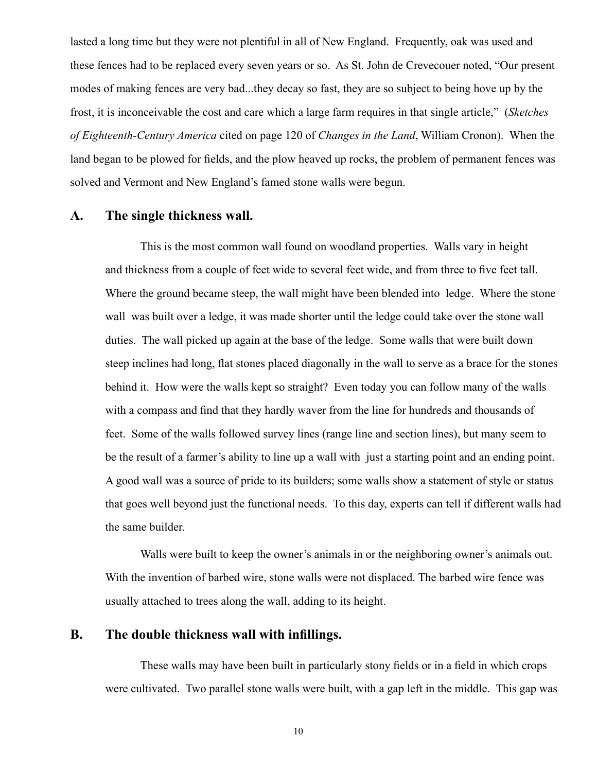lasted a long time but they were not plentiful in all of New England. Frequently, oak was used and these fences had to be replaced every seven years or so. As St. John de Crevecouer noted, "Our present modes of making fences are very bad...they decay so fast, they are so subject to being hove up by the frost, it is inconceivable the cost and care which a large farm requires in that single article," (*Sketches of Eighteenth-Century America* cited on page 120 of *Changes in the Land*, William Cronon). When the land began to be plowed for fields, and the plow heaved up rocks, the problem of permanent fences was solved and Vermont and New England's famed stone walls were begun.

## A. The single thickness wall.

This is the most common wall found on woodland properties. Walls vary in height and thickness from a couple of feet wide to several feet wide, and from three to five feet tall. Where the ground became steep, the wall might have been blended into ledge. Where the stone wall was built over a ledge, it was made shorter until the ledge could take over the stone wall duties. The wall picked up again at the base of the ledge. Some walls that were built down steep inclines had long, flat stones placed diagonally in the wall to serve as a brace for the stones behind it. How were the walls kept so straight? Even today you can follow many of the walls with a compass and find that they hardly waver from the line for hundreds and thousands of feet. Some of the walls followed survey lines (range line and section lines), but many seem to be the result of a farmer's ability to line up a wall with just a starting point and an ending point. A good wall was a source of pride to its builders; some walls show a statement of style or status that goes well beyond just the functional needs. To this day, experts can tell if different walls had the same builder.

Walls were built to keep the owner's animals in or the neighboring owner's animals out. With the invention of barbed wire, stone walls were not displaced. The barbed wire fence was usually attached to trees along the wall, adding to its height.

## B. The double thickness wall with infillings.

These walls may have been built in particularly stony fields or in a field in which crops were cultivated. Two parallel stone walls were built, with a gap left in the middle. This gap was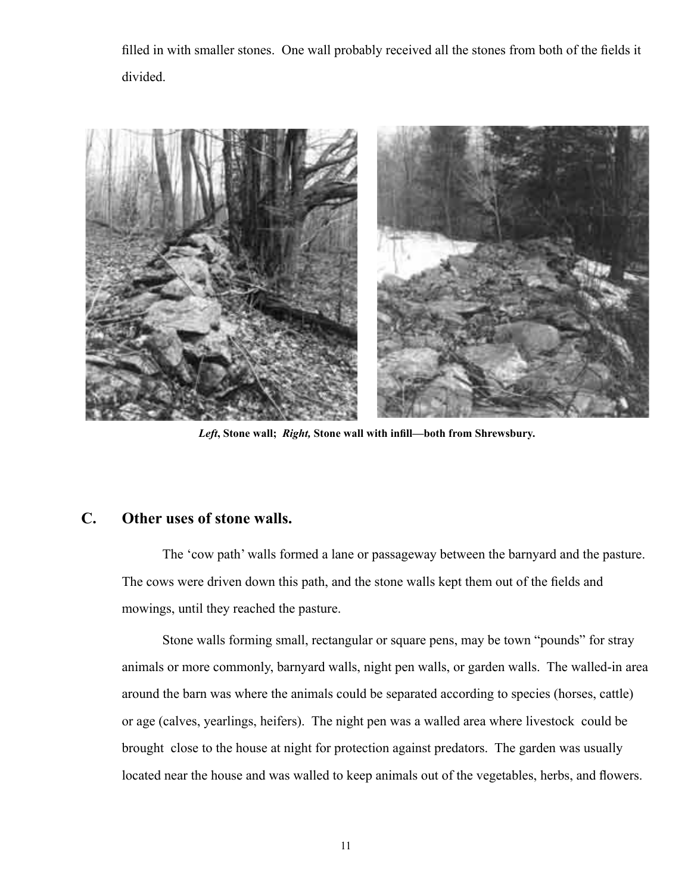filled in with smaller stones. One wall probably received all the stones from both of the fields it divided.

***Left*, Stone wall; *Right,* Stone wall with infill—both from Shrewsbury.**

## C. Other uses of stone walls.

The 'cow path' walls formed a lane or passageway between the barnyard and the pasture. The cows were driven down this path, and the stone walls kept them out of the fields and mowings, until they reached the pasture.

Stone walls forming small, rectangular or square pens, may be town "pounds" for stray animals or more commonly, barnyard walls, night pen walls, or garden walls. The walled-in area around the barn was where the animals could be separated according to species (horses, cattle) or age (calves, yearlings, heifers). The night pen was a walled area where livestock could be brought close to the house at night for protection against predators. The garden was usually located near the house and was walled to keep animals out of the vegetables, herbs, and flowers.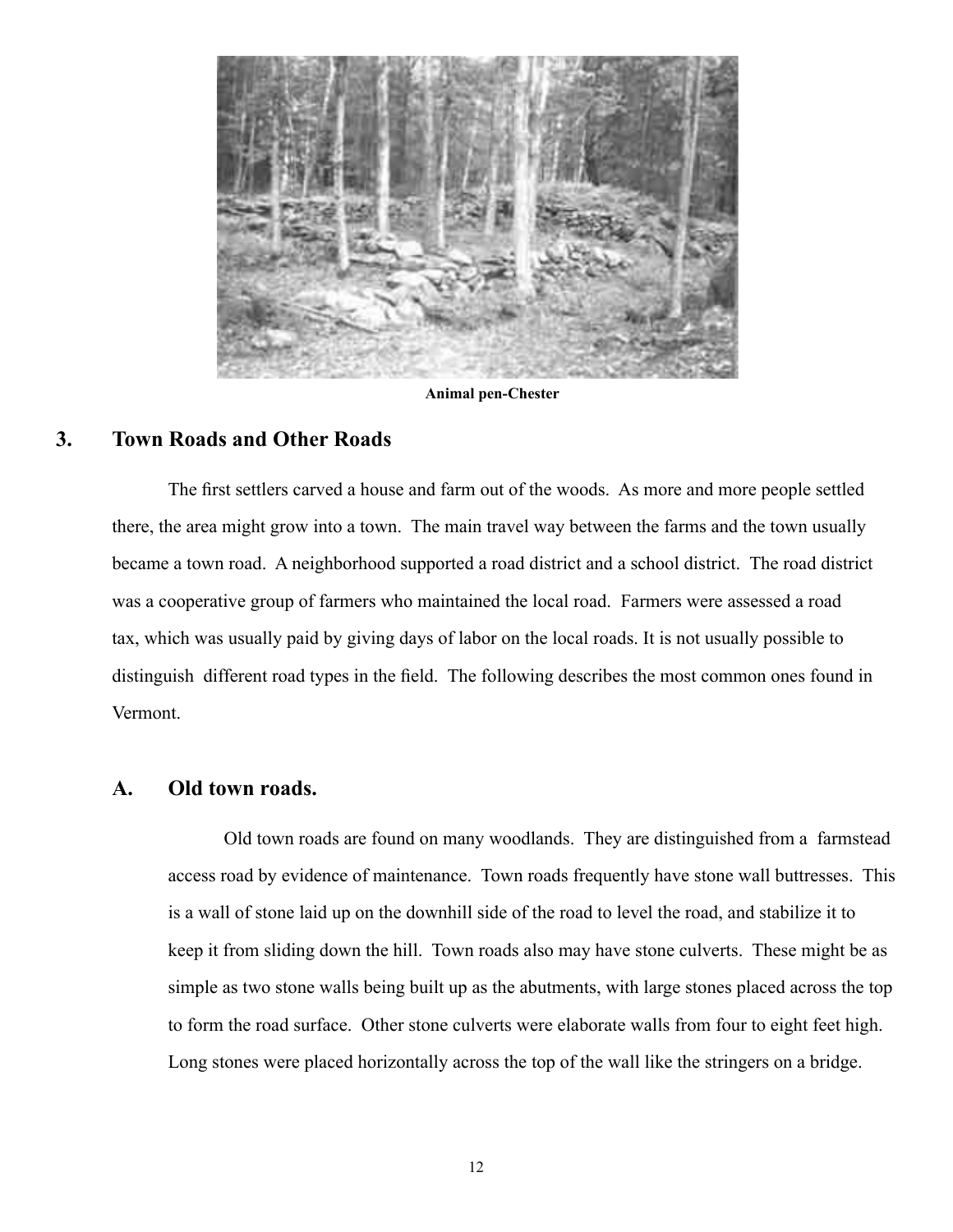Animal pen-Chester

## 3. Town Roads and Other Roads

The first settlers carved a house and farm out of the woods. As more and more people settled there, the area might grow into a town. The main travel way between the farms and the town usually became a town road. A neighborhood supported a road district and a school district. The road district was a cooperative group of farmers who maintained the local road. Farmers were assessed a road tax, which was usually paid by giving days of labor on the local roads. It is not usually possible to distinguish different road types in the field. The following describes the most common ones found in Vermont.

### A. Old town roads.

Old town roads are found on many woodlands. They are distinguished from a farmstead access road by evidence of maintenance. Town roads frequently have stone wall buttresses. This is a wall of stone laid up on the downhill side of the road to level the road, and stabilize it to keep it from sliding down the hill. Town roads also may have stone culverts. These might be as simple as two stone walls being built up as the abutments, with large stones placed across the top to form the road surface. Other stone culverts were elaborate walls from four to eight feet high. Long stones were placed horizontally across the top of the wall like the stringers on a bridge.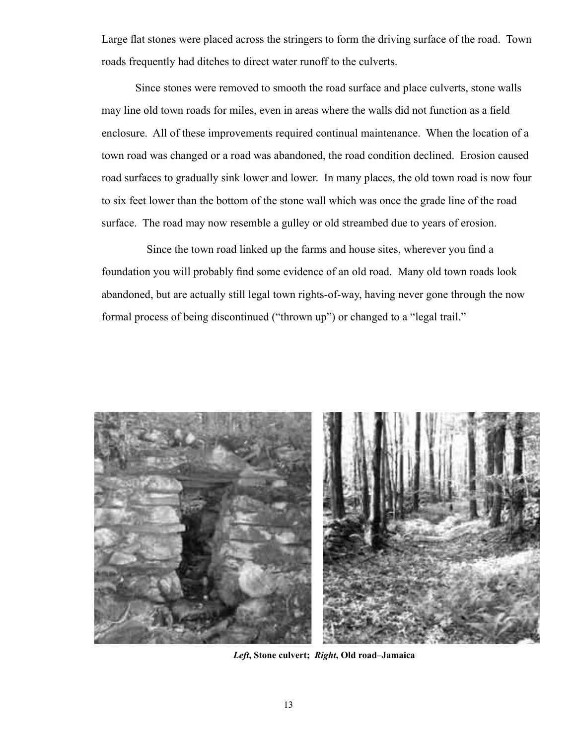Large flat stones were placed across the stringers to form the driving surface of the road. Town roads frequently had ditches to direct water runoff to the culverts.

Since stones were removed to smooth the road surface and place culverts, stone walls may line old town roads for miles, even in areas where the walls did not function as a field enclosure. All of these improvements required continual maintenance. When the location of a town road was changed or a road was abandoned, the road condition declined. Erosion caused road surfaces to gradually sink lower and lower. In many places, the old town road is now four to six feet lower than the bottom of the stone wall which was once the grade line of the road surface. The road may now resemble a gulley or old streambed due to years of erosion.

Since the town road linked up the farms and house sites, wherever you find a foundation you will probably find some evidence of an old road. Many old town roads look abandoned, but are actually still legal town rights-of-way, having never gone through the now formal process of being discontinued ("thrown up") or changed to a "legal trail."

***Left*, Stone culvert; *Right*, Old road–Jamaica**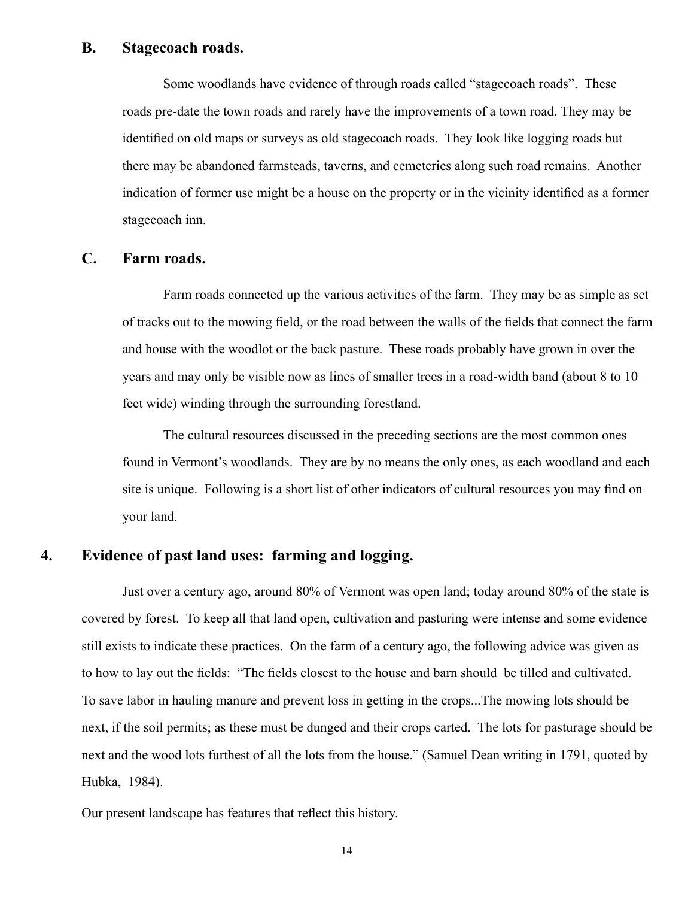### B. Stagecoach roads.

Some woodlands have evidence of through roads called "stagecoach roads". These roads pre-date the town roads and rarely have the improvements of a town road. They may be identified on old maps or surveys as old stagecoach roads. They look like logging roads but there may be abandoned farmsteads, taverns, and cemeteries along such road remains. Another indication of former use might be a house on the property or in the vicinity identified as a former stagecoach inn.

### C. Farm roads.

Farm roads connected up the various activities of the farm. They may be as simple as set of tracks out to the mowing field, or the road between the walls of the fields that connect the farm and house with the woodlot or the back pasture. These roads probably have grown in over the years and may only be visible now as lines of smaller trees in a road-width band (about 8 to 10 feet wide) winding through the surrounding forestland.

The cultural resources discussed in the preceding sections are the most common ones found in Vermont's woodlands. They are by no means the only ones, as each woodland and each site is unique. Following is a short list of other indicators of cultural resources you may find on your land.

## 4. Evidence of past land uses: farming and logging.

Just over a century ago, around 80% of Vermont was open land; today around 80% of the state is covered by forest. To keep all that land open, cultivation and pasturing were intense and some evidence still exists to indicate these practices. On the farm of a century ago, the following advice was given as to how to lay out the fields: "The fields closest to the house and barn should be tilled and cultivated. To save labor in hauling manure and prevent loss in getting in the crops...The mowing lots should be next, if the soil permits; as these must be dunged and their crops carted. The lots for pasturage should be next and the wood lots furthest of all the lots from the house." (Samuel Dean writing in 1791, quoted by Hubka, 1984).

Our present landscape has features that reflect this history.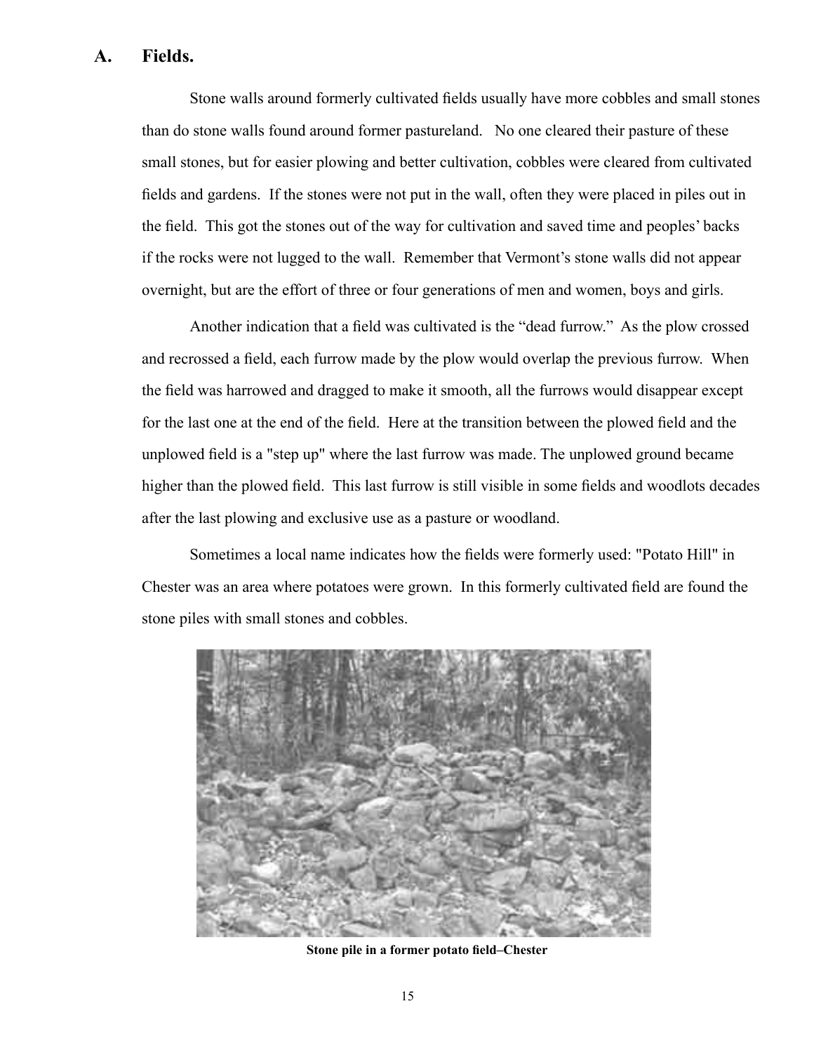## A. Fields.

Stone walls around formerly cultivated fields usually have more cobbles and small stones than do stone walls found around former pastureland. No one cleared their pasture of these small stones, but for easier plowing and better cultivation, cobbles were cleared from cultivated fields and gardens. If the stones were not put in the wall, often they were placed in piles out in the field. This got the stones out of the way for cultivation and saved time and peoples' backs if the rocks were not lugged to the wall. Remember that Vermont's stone walls did not appear overnight, but are the effort of three or four generations of men and women, boys and girls.

Another indication that a field was cultivated is the "dead furrow." As the plow crossed and recrossed a field, each furrow made by the plow would overlap the previous furrow. When the field was harrowed and dragged to make it smooth, all the furrows would disappear except for the last one at the end of the field. Here at the transition between the plowed field and the unplowed field is a "step up" where the last furrow was made. The unplowed ground became higher than the plowed field. This last furrow is still visible in some fields and woodlots decades after the last plowing and exclusive use as a pasture or woodland.

Sometimes a local name indicates how the fields were formerly used: "Potato Hill" in Chester was an area where potatoes were grown. In this formerly cultivated field are found the stone piles with small stones and cobbles.

**Stone pile in a former potato field–Chester**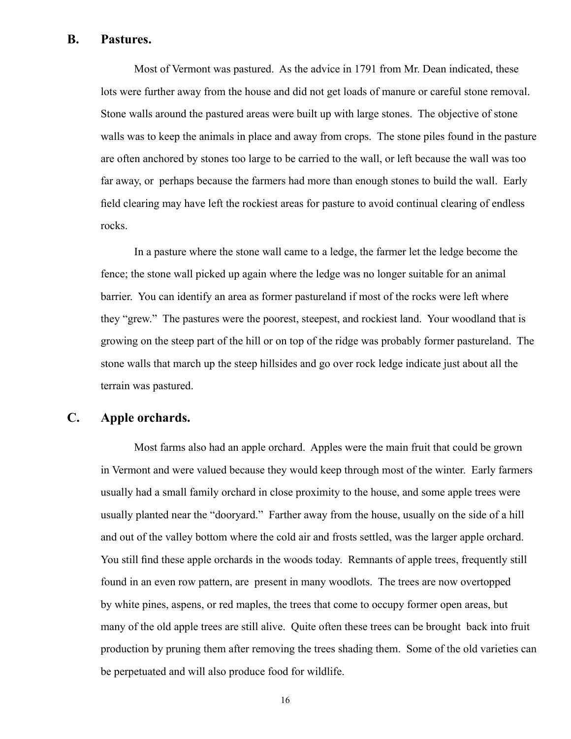## B. Pastures.

Most of Vermont was pastured. As the advice in 1791 from Mr. Dean indicated, these lots were further away from the house and did not get loads of manure or careful stone removal. Stone walls around the pastured areas were built up with large stones. The objective of stone walls was to keep the animals in place and away from crops. The stone piles found in the pasture are often anchored by stones too large to be carried to the wall, or left because the wall was too far away, or perhaps because the farmers had more than enough stones to build the wall. Early field clearing may have left the rockiest areas for pasture to avoid continual clearing of endless rocks.

In a pasture where the stone wall came to a ledge, the farmer let the ledge become the fence; the stone wall picked up again where the ledge was no longer suitable for an animal barrier. You can identify an area as former pastureland if most of the rocks were left where they "grew." The pastures were the poorest, steepest, and rockiest land. Your woodland that is growing on the steep part of the hill or on top of the ridge was probably former pastureland. The stone walls that march up the steep hillsides and go over rock ledge indicate just about all the terrain was pastured.

## C. Apple orchards.

Most farms also had an apple orchard. Apples were the main fruit that could be grown in Vermont and were valued because they would keep through most of the winter. Early farmers usually had a small family orchard in close proximity to the house, and some apple trees were usually planted near the "dooryard." Farther away from the house, usually on the side of a hill and out of the valley bottom where the cold air and frosts settled, was the larger apple orchard. You still find these apple orchards in the woods today. Remnants of apple trees, frequently still found in an even row pattern, are present in many woodlots. The trees are now overtopped by white pines, aspens, or red maples, the trees that come to occupy former open areas, but many of the old apple trees are still alive. Quite often these trees can be brought back into fruit production by pruning them after removing the trees shading them. Some of the old varieties can be perpetuated and will also produce food for wildlife.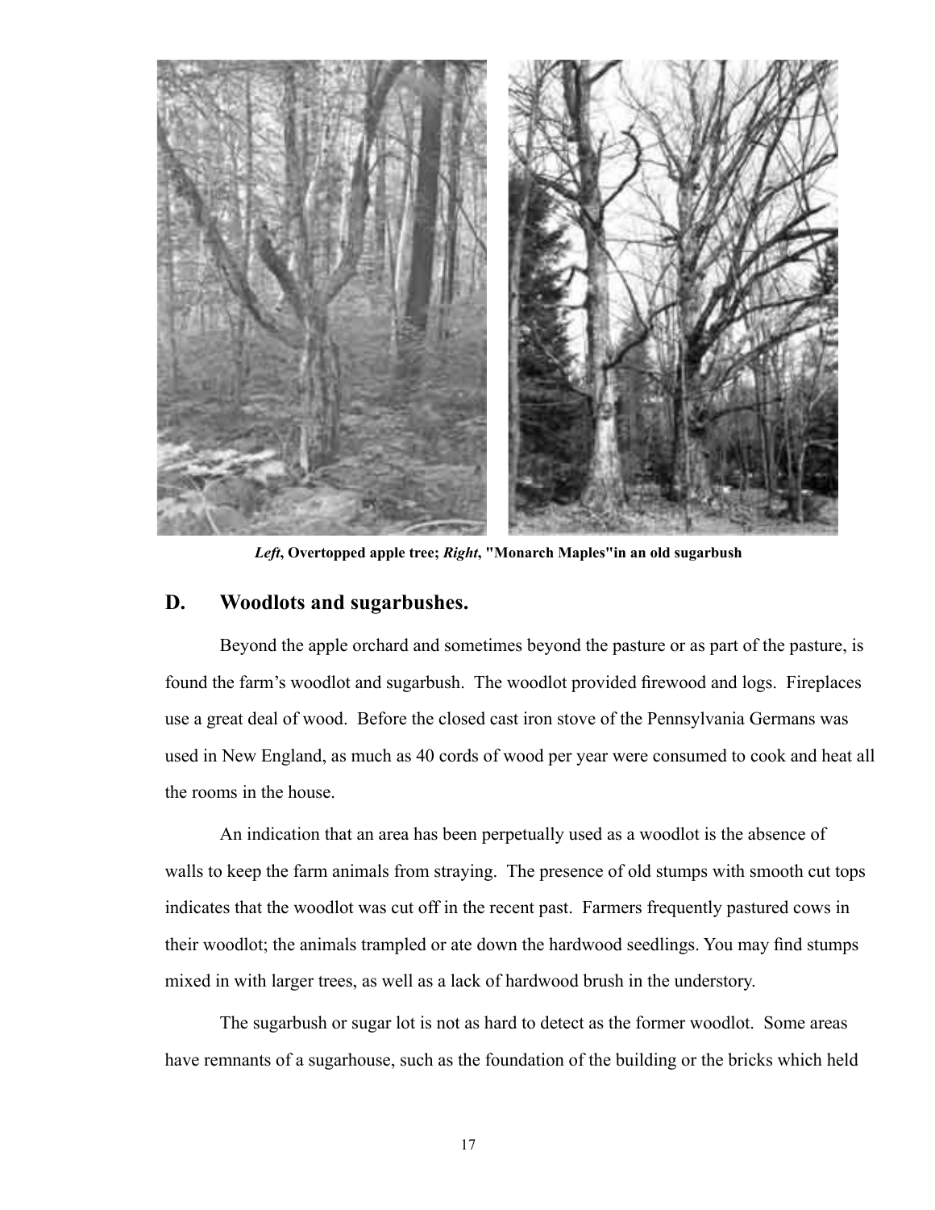***Left*, Overtopped apple tree; *Right*, "Monarch Maples"in an old sugarbush**

## D. Woodlots and sugarbushes.

Beyond the apple orchard and sometimes beyond the pasture or as part of the pasture, is found the farm's woodlot and sugarbush. The woodlot provided firewood and logs. Fireplaces use a great deal of wood. Before the closed cast iron stove of the Pennsylvania Germans was used in New England, as much as 40 cords of wood per year were consumed to cook and heat all the rooms in the house.

An indication that an area has been perpetually used as a woodlot is the absence of walls to keep the farm animals from straying. The presence of old stumps with smooth cut tops indicates that the woodlot was cut off in the recent past. Farmers frequently pastured cows in their woodlot; the animals trampled or ate down the hardwood seedlings. You may find stumps mixed in with larger trees, as well as a lack of hardwood brush in the understory.

The sugarbush or sugar lot is not as hard to detect as the former woodlot. Some areas have remnants of a sugarhouse, such as the foundation of the building or the bricks which held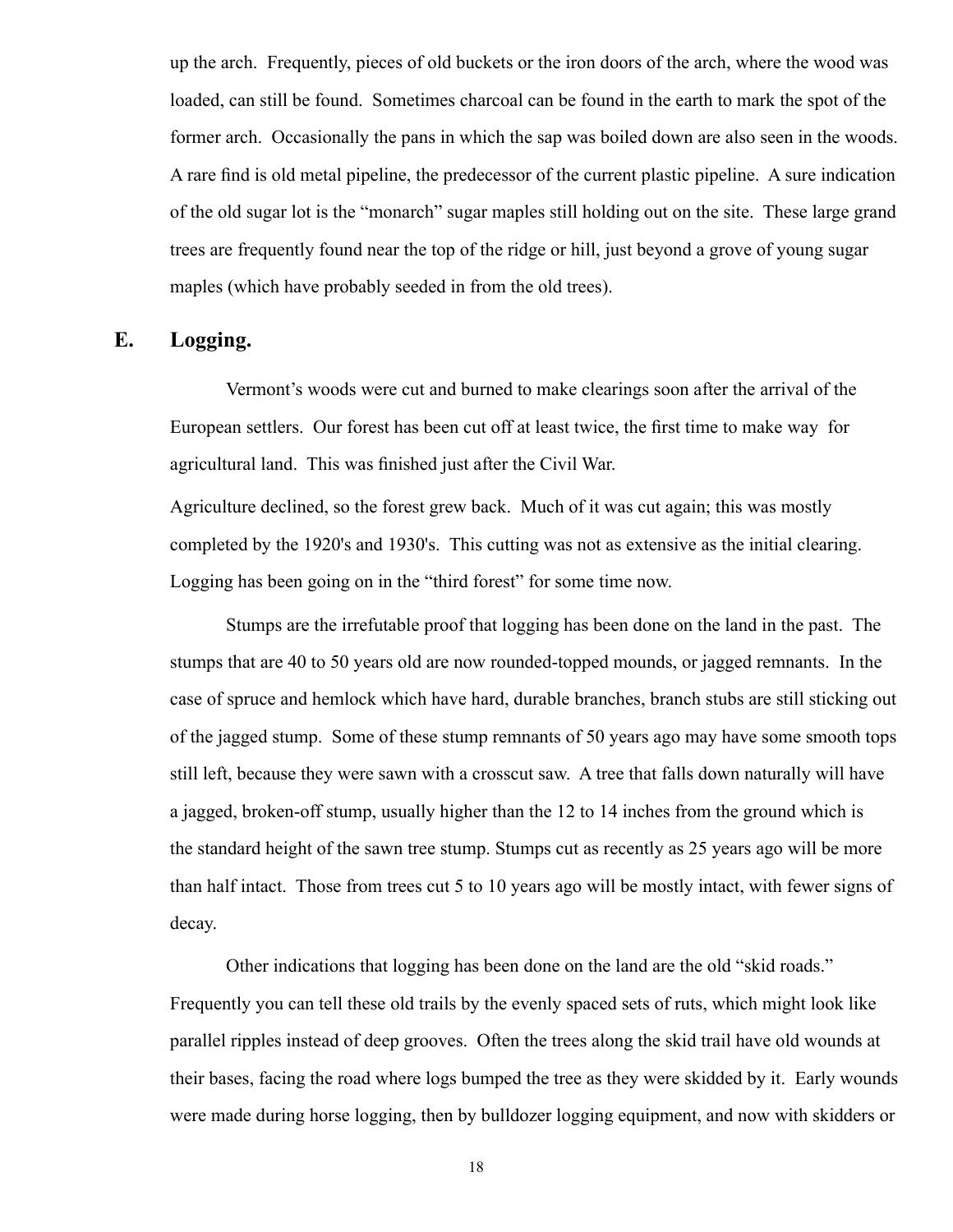up the arch. Frequently, pieces of old buckets or the iron doors of the arch, where the wood was loaded, can still be found. Sometimes charcoal can be found in the earth to mark the spot of the former arch. Occasionally the pans in which the sap was boiled down are also seen in the woods. A rare find is old metal pipeline, the predecessor of the current plastic pipeline. A sure indication of the old sugar lot is the "monarch" sugar maples still holding out on the site. These large grand trees are frequently found near the top of the ridge or hill, just beyond a grove of young sugar maples (which have probably seeded in from the old trees).

## E. Logging.

Vermont's woods were cut and burned to make clearings soon after the arrival of the European settlers. Our forest has been cut off at least twice, the first time to make way for agricultural land. This was finished just after the Civil War.

Agriculture declined, so the forest grew back. Much of it was cut again; this was mostly completed by the 1920's and 1930's. This cutting was not as extensive as the initial clearing. Logging has been going on in the "third forest" for some time now.

Stumps are the irrefutable proof that logging has been done on the land in the past. The stumps that are 40 to 50 years old are now rounded-topped mounds, or jagged remnants. In the case of spruce and hemlock which have hard, durable branches, branch stubs are still sticking out of the jagged stump. Some of these stump remnants of 50 years ago may have some smooth tops still left, because they were sawn with a crosscut saw. A tree that falls down naturally will have a jagged, broken-off stump, usually higher than the 12 to 14 inches from the ground which is the standard height of the sawn tree stump. Stumps cut as recently as 25 years ago will be more than half intact. Those from trees cut 5 to 10 years ago will be mostly intact, with fewer signs of decay.

Other indications that logging has been done on the land are the old "skid roads." Frequently you can tell these old trails by the evenly spaced sets of ruts, which might look like parallel ripples instead of deep grooves. Often the trees along the skid trail have old wounds at their bases, facing the road where logs bumped the tree as they were skidded by it. Early wounds were made during horse logging, then by bulldozer logging equipment, and now with skidders or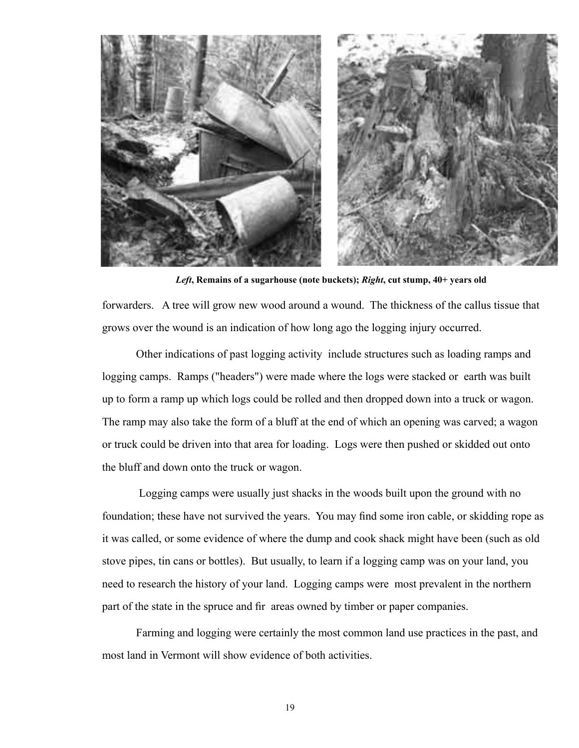***Left*, Remains of a sugarhouse (note buckets); *Right*, cut stump, 40+ years old**

forwarders. A tree will grow new wood around a wound. The thickness of the callus tissue that grows over the wound is an indication of how long ago the logging injury occurred.

Other indications of past logging activity include structures such as loading ramps and logging camps. Ramps ("headers") were made where the logs were stacked or earth was built up to form a ramp up which logs could be rolled and then dropped down into a truck or wagon. The ramp may also take the form of a bluff at the end of which an opening was carved; a wagon or truck could be driven into that area for loading. Logs were then pushed or skidded out onto the bluff and down onto the truck or wagon.

Logging camps were usually just shacks in the woods built upon the ground with no foundation; these have not survived the years. You may find some iron cable, or skidding rope as it was called, or some evidence of where the dump and cook shack might have been (such as old stove pipes, tin cans or bottles). But usually, to learn if a logging camp was on your land, you need to research the history of your land. Logging camps were most prevalent in the northern part of the state in the spruce and fir areas owned by timber or paper companies.

Farming and logging were certainly the most common land use practices in the past, and most land in Vermont will show evidence of both activities.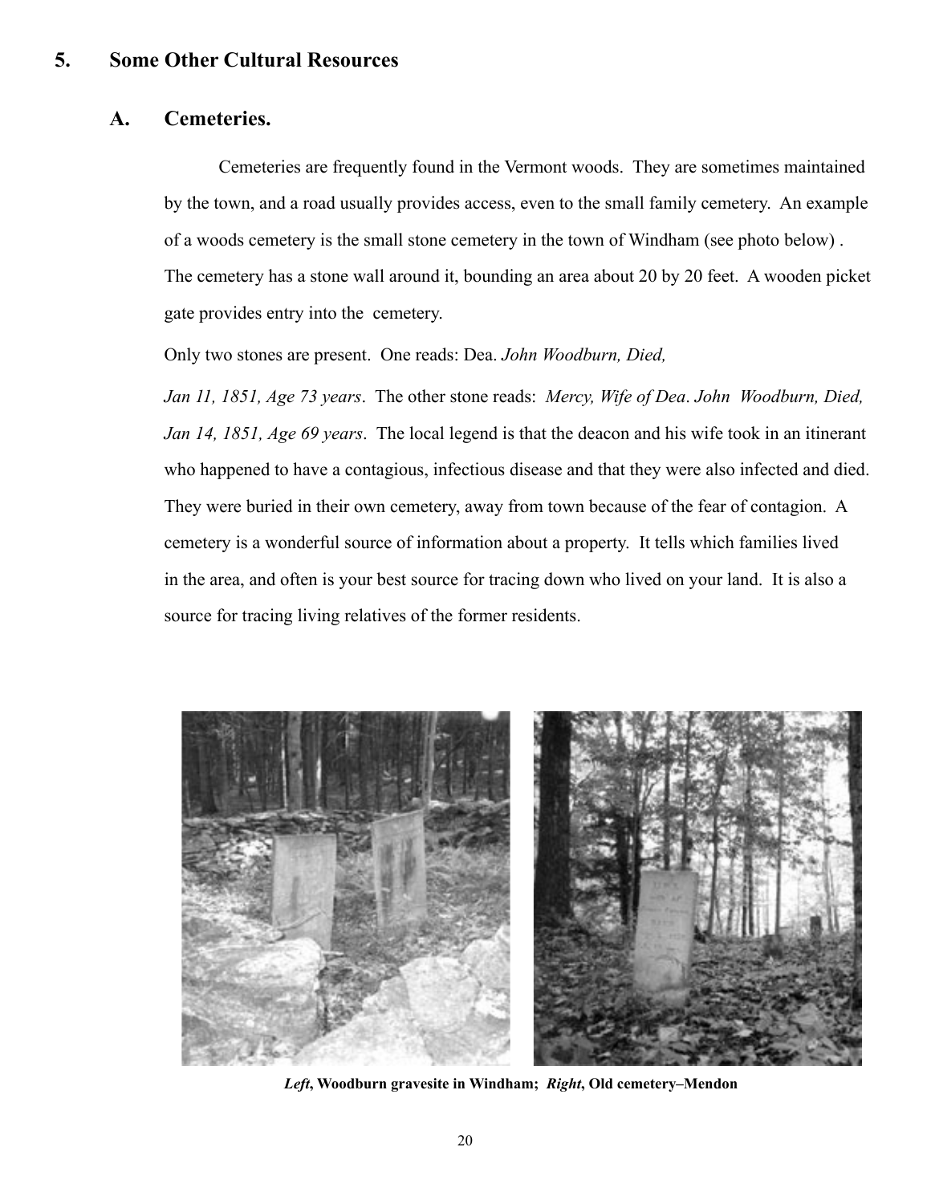## 5. Some Other Cultural Resources

### A. Cemeteries.

Cemeteries are frequently found in the Vermont woods. They are sometimes maintained by the town, and a road usually provides access, even to the small family cemetery. An example of a woods cemetery is the small stone cemetery in the town of Windham (see photo below) . The cemetery has a stone wall around it, bounding an area about 20 by 20 feet. A wooden picket gate provides entry into the cemetery.

Only two stones are present. One reads: Dea. *John Woodburn, Died, Jan 11, 1851, Age 73 years*. The other stone reads: *Mercy, Wife of Dea*. *John Woodburn, Died, Jan 14, 1851, Age 69 years*. The local legend is that the deacon and his wife took in an itinerant who happened to have a contagious, infectious disease and that they were also infected and died. They were buried in their own cemetery, away from town because of the fear of contagion. A cemetery is a wonderful source of information about a property. It tells which families lived in the area, and often is your best source for tracing down who lived on your land. It is also a source for tracing living relatives of the former residents.

***Left*, Woodburn gravesite in Windham; *Right*, Old cemetery–Mendon**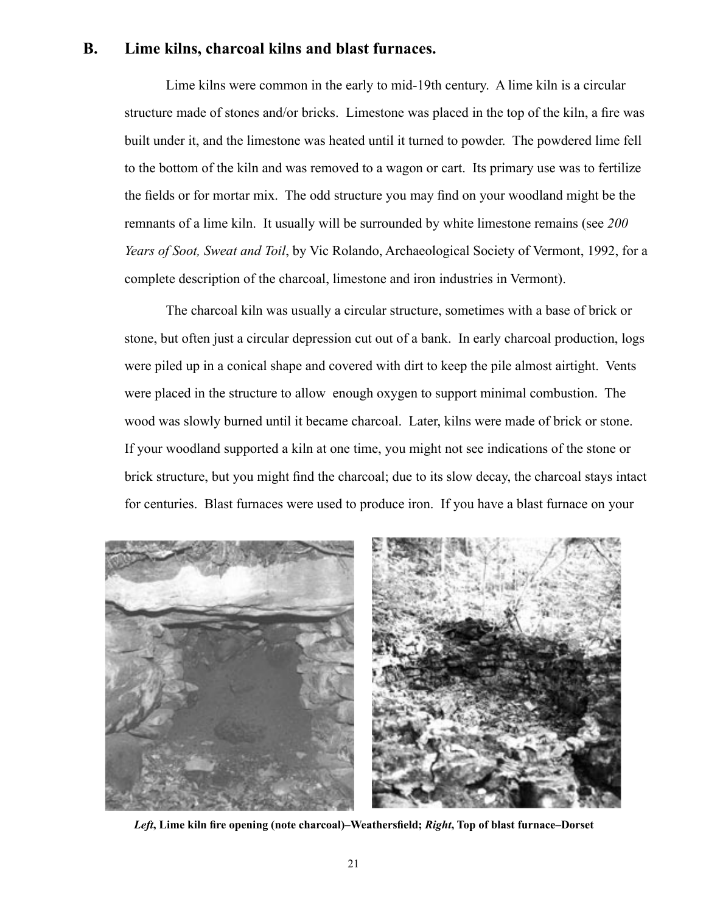## B. Lime kilns, charcoal kilns and blast furnaces.

Lime kilns were common in the early to mid-19th century. A lime kiln is a circular structure made of stones and/or bricks. Limestone was placed in the top of the kiln, a fire was built under it, and the limestone was heated until it turned to powder. The powdered lime fell to the bottom of the kiln and was removed to a wagon or cart. Its primary use was to fertilize the fields or for mortar mix. The odd structure you may find on your woodland might be the remnants of a lime kiln. It usually will be surrounded by white limestone remains (see *200 Years of Soot, Sweat and Toil*, by Vic Rolando, Archaeological Society of Vermont, 1992, for a complete description of the charcoal, limestone and iron industries in Vermont).

The charcoal kiln was usually a circular structure, sometimes with a base of brick or stone, but often just a circular depression cut out of a bank. In early charcoal production, logs were piled up in a conical shape and covered with dirt to keep the pile almost airtight. Vents were placed in the structure to allow enough oxygen to support minimal combustion. The wood was slowly burned until it became charcoal. Later, kilns were made of brick or stone. If your woodland supported a kiln at one time, you might not see indications of the stone or brick structure, but you might find the charcoal; due to its slow decay, the charcoal stays intact for centuries. Blast furnaces were used to produce iron. If you have a blast furnace on your

***Left*, Lime kiln fire opening (note charcoal)–Weathersfield; *Right*, Top of blast furnace–Dorset**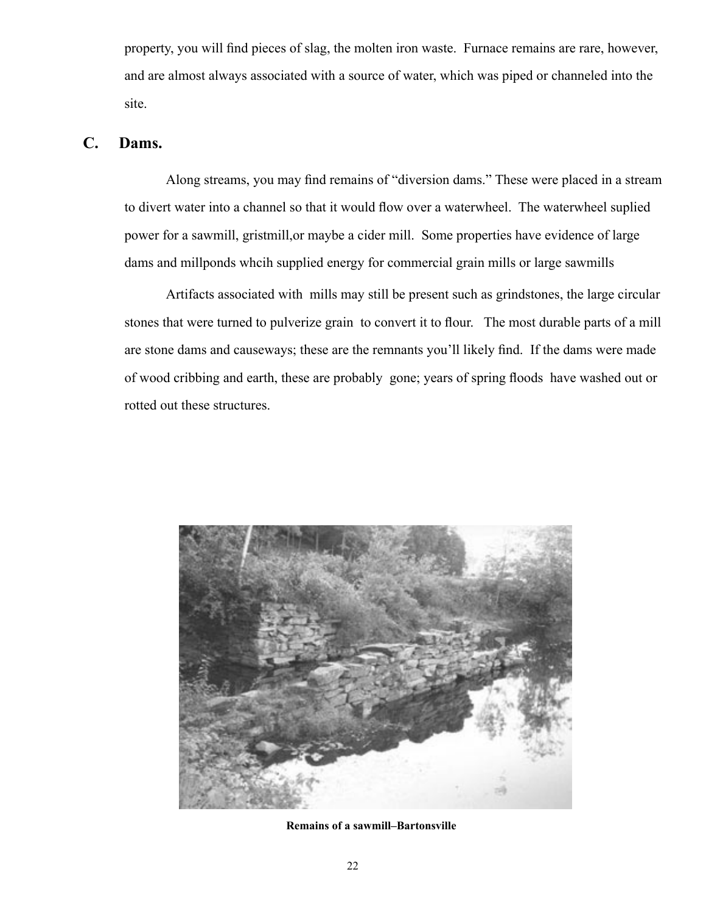property, you will find pieces of slag, the molten iron waste. Furnace remains are rare, however, and are almost always associated with a source of water, which was piped or channeled into the site.

## C. Dams.

Along streams, you may find remains of "diversion dams." These were placed in a stream to divert water into a channel so that it would flow over a waterwheel. The waterwheel suplied power for a sawmill, gristmill,or maybe a cider mill. Some properties have evidence of large dams and millponds whcih supplied energy for commercial grain mills or large sawmills

Artifacts associated with mills may still be present such as grindstones, the large circular stones that were turned to pulverize grain to convert it to flour. The most durable parts of a mill are stone dams and causeways; these are the remnants you'll likely find. If the dams were made of wood cribbing and earth, these are probably gone; years of spring floods have washed out or rotted out these structures.

**Remains of a sawmill–Bartonsville**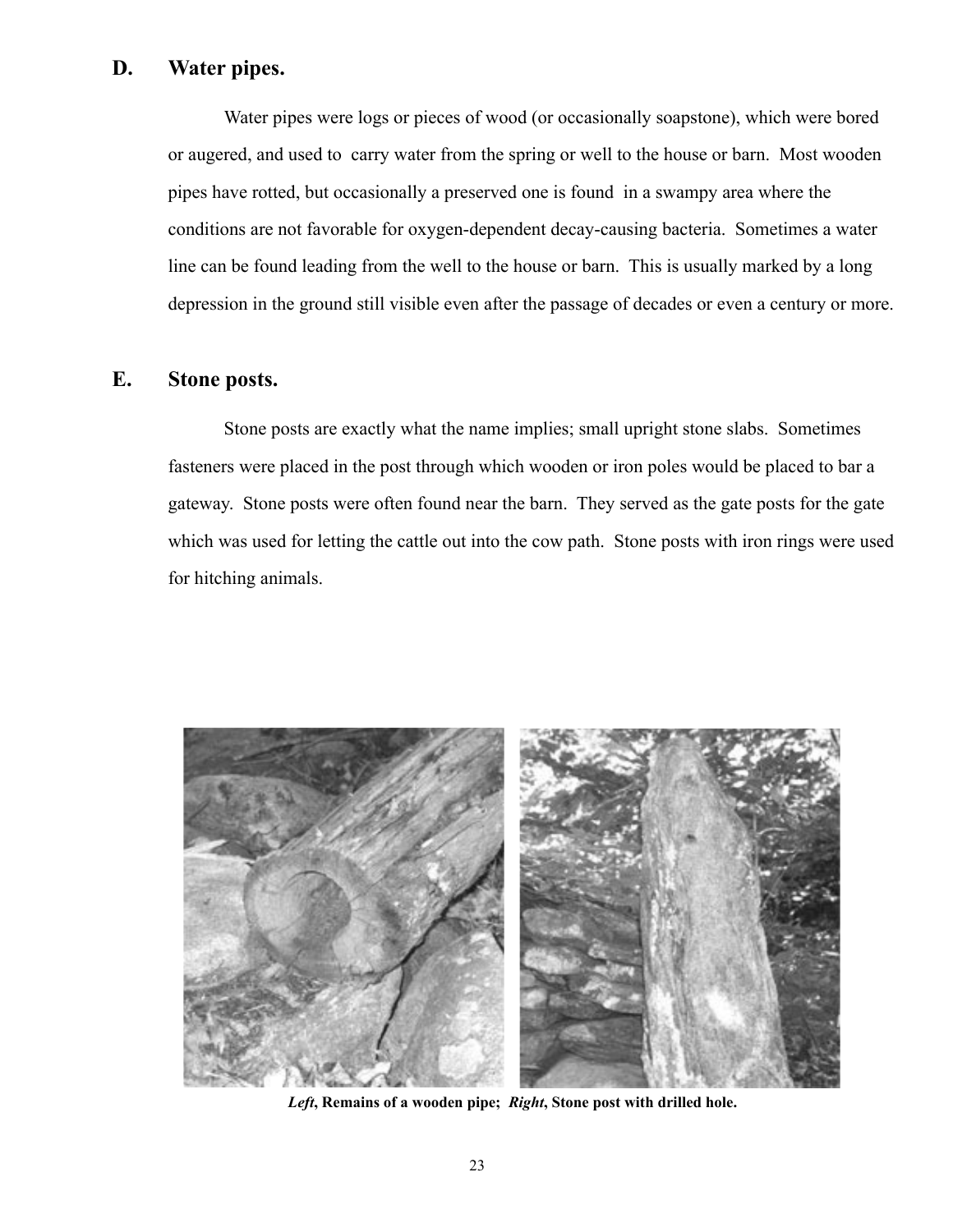## D. Water pipes.

Water pipes were logs or pieces of wood (or occasionally soapstone), which were bored or augered, and used to carry water from the spring or well to the house or barn. Most wooden pipes have rotted, but occasionally a preserved one is found in a swampy area where the conditions are not favorable for oxygen-dependent decay-causing bacteria. Sometimes a water line can be found leading from the well to the house or barn. This is usually marked by a long depression in the ground still visible even after the passage of decades or even a century or more.

## E. Stone posts.

Stone posts are exactly what the name implies; small upright stone slabs. Sometimes fasteners were placed in the post through which wooden or iron poles would be placed to bar a gateway. Stone posts were often found near the barn. They served as the gate posts for the gate which was used for letting the cattle out into the cow path. Stone posts with iron rings were used for hitching animals.

***Left*, Remains of a wooden pipe; *Right*, Stone post with drilled hole.**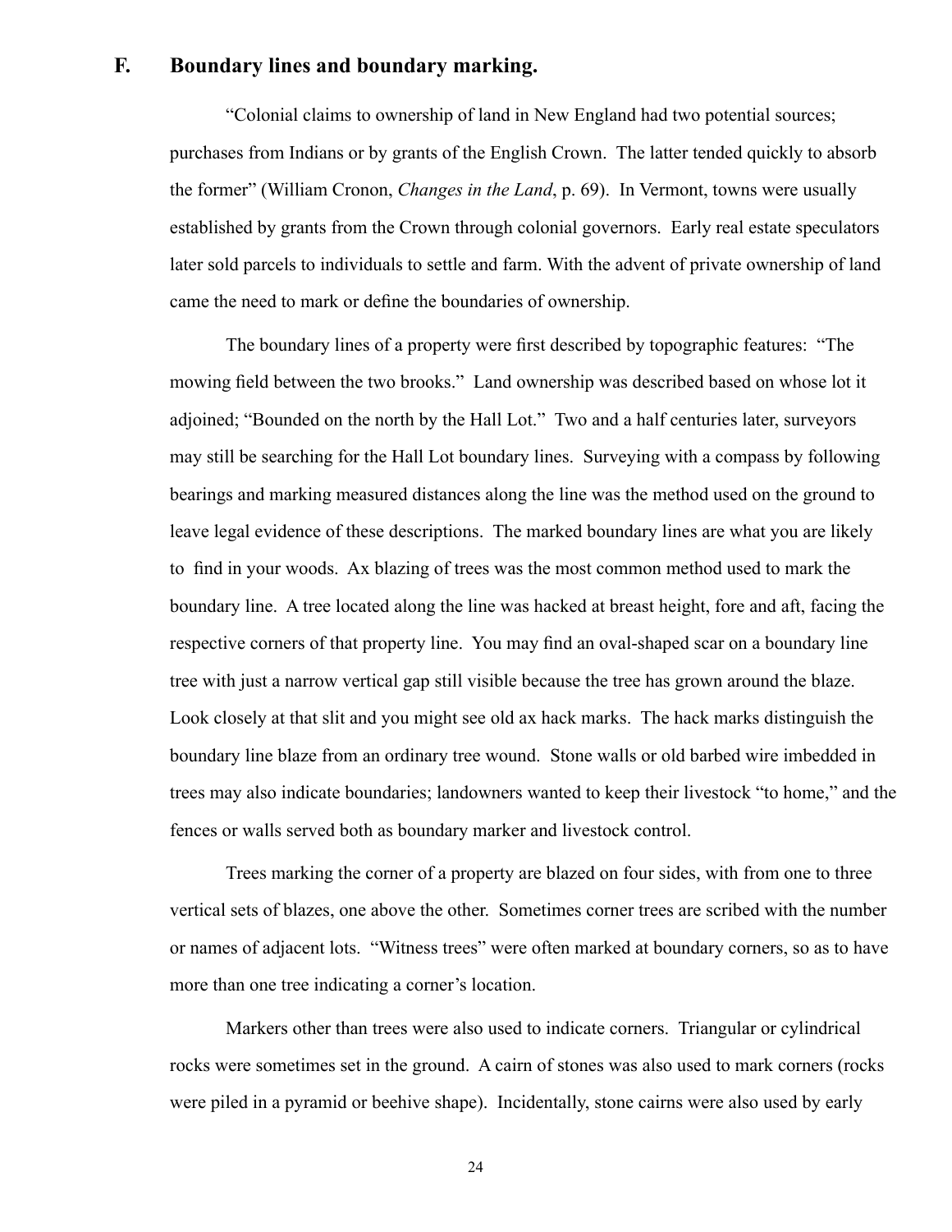## F. Boundary lines and boundary marking.

"Colonial claims to ownership of land in New England had two potential sources; purchases from Indians or by grants of the English Crown. The latter tended quickly to absorb the former" (William Cronon, *Changes in the Land*, p. 69). In Vermont, towns were usually established by grants from the Crown through colonial governors. Early real estate speculators later sold parcels to individuals to settle and farm. With the advent of private ownership of land came the need to mark or define the boundaries of ownership.

The boundary lines of a property were first described by topographic features: "The mowing field between the two brooks." Land ownership was described based on whose lot it adjoined; "Bounded on the north by the Hall Lot." Two and a half centuries later, surveyors may still be searching for the Hall Lot boundary lines. Surveying with a compass by following bearings and marking measured distances along the line was the method used on the ground to leave legal evidence of these descriptions. The marked boundary lines are what you are likely to find in your woods. Ax blazing of trees was the most common method used to mark the boundary line. A tree located along the line was hacked at breast height, fore and aft, facing the respective corners of that property line. You may find an oval-shaped scar on a boundary line tree with just a narrow vertical gap still visible because the tree has grown around the blaze. Look closely at that slit and you might see old ax hack marks. The hack marks distinguish the boundary line blaze from an ordinary tree wound. Stone walls or old barbed wire imbedded in trees may also indicate boundaries; landowners wanted to keep their livestock "to home," and the fences or walls served both as boundary marker and livestock control.

Trees marking the corner of a property are blazed on four sides, with from one to three vertical sets of blazes, one above the other. Sometimes corner trees are scribed with the number or names of adjacent lots. "Witness trees" were often marked at boundary corners, so as to have more than one tree indicating a corner's location.

Markers other than trees were also used to indicate corners. Triangular or cylindrical rocks were sometimes set in the ground. A cairn of stones was also used to mark corners (rocks were piled in a pyramid or beehive shape). Incidentally, stone cairns were also used by early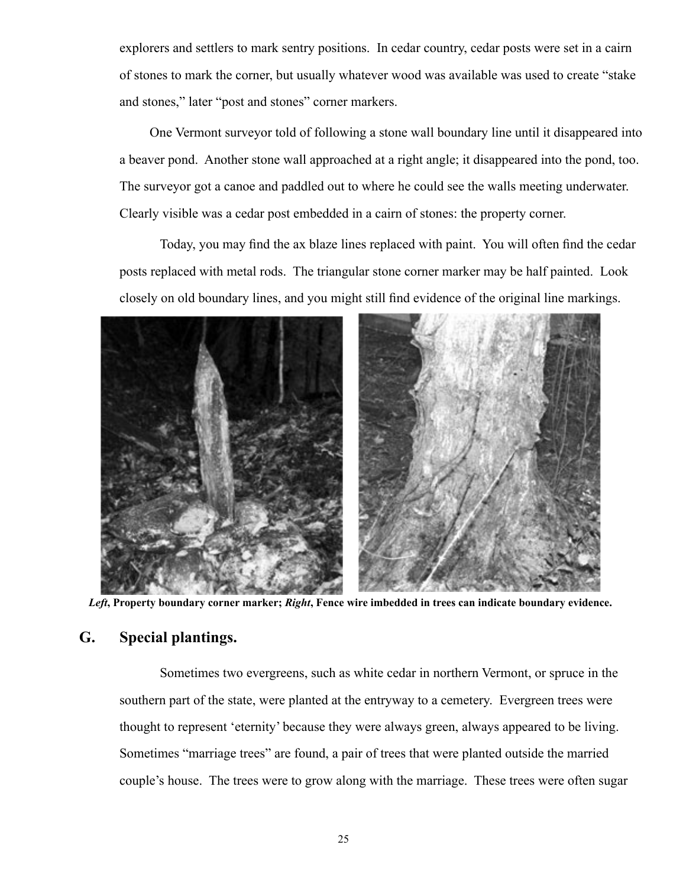explorers and settlers to mark sentry positions. In cedar country, cedar posts were set in a cairn of stones to mark the corner, but usually whatever wood was available was used to create "stake and stones," later "post and stones" corner markers.

One Vermont surveyor told of following a stone wall boundary line until it disappeared into a beaver pond. Another stone wall approached at a right angle; it disappeared into the pond, too. The surveyor got a canoe and paddled out to where he could see the walls meeting underwater. Clearly visible was a cedar post embedded in a cairn of stones: the property corner.

Today, you may find the ax blaze lines replaced with paint. You will often find the cedar posts replaced with metal rods. The triangular stone corner marker may be half painted. Look closely on old boundary lines, and you might still find evidence of the original line markings.

***Left*, Property boundary corner marker; *Right*, Fence wire imbedded in trees can indicate boundary evidence.**

## G. Special plantings.

Sometimes two evergreens, such as white cedar in northern Vermont, or spruce in the southern part of the state, were planted at the entryway to a cemetery. Evergreen trees were thought to represent 'eternity' because they were always green, always appeared to be living. Sometimes "marriage trees" are found, a pair of trees that were planted outside the married couple's house. The trees were to grow along with the marriage. These trees were often sugar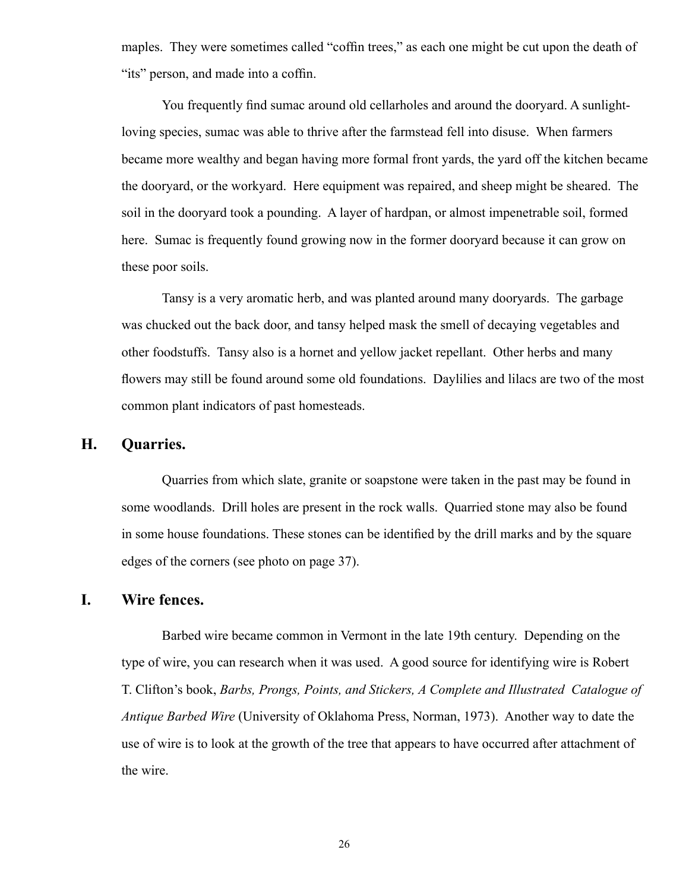maples. They were sometimes called "coffin trees," as each one might be cut upon the death of "its" person, and made into a coffin.

You frequently find sumac around old cellarholes and around the dooryard. A sunlight-loving species, sumac was able to thrive after the farmstead fell into disuse. When farmers became more wealthy and began having more formal front yards, the yard off the kitchen became the dooryard, or the workyard. Here equipment was repaired, and sheep might be sheared. The soil in the dooryard took a pounding. A layer of hardpan, or almost impenetrable soil, formed here. Sumac is frequently found growing now in the former dooryard because it can grow on these poor soils.

Tansy is a very aromatic herb, and was planted around many dooryards. The garbage was chucked out the back door, and tansy helped mask the smell of decaying vegetables and other foodstuffs. Tansy also is a hornet and yellow jacket repellant. Other herbs and many flowers may still be found around some old foundations. Daylilies and lilacs are two of the most common plant indicators of past homesteads.

## H. Quarries.

Quarries from which slate, granite or soapstone were taken in the past may be found in some woodlands. Drill holes are present in the rock walls. Quarried stone may also be found in some house foundations. These stones can be identified by the drill marks and by the square edges of the corners (see photo on page 37).

## I. Wire fences.

Barbed wire became common in Vermont in the late 19th century. Depending on the type of wire, you can research when it was used. A good source for identifying wire is Robert T. Clifton's book, *Barbs, Prongs, Points, and Stickers, A Complete and Illustrated Catalogue of Antique Barbed Wire* (University of Oklahoma Press, Norman, 1973). Another way to date the use of wire is to look at the growth of the tree that appears to have occurred after attachment of the wire.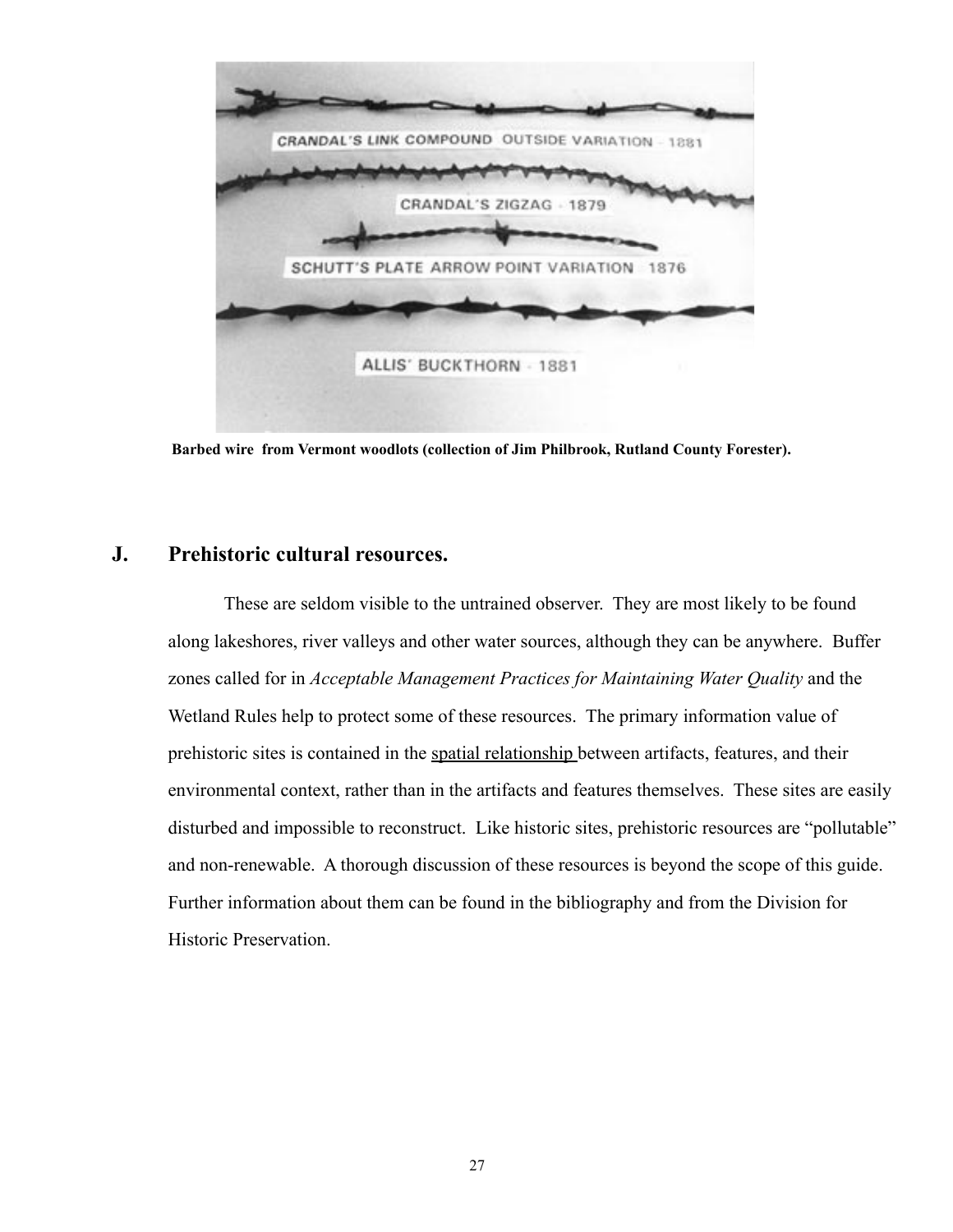**Barbed wire from Vermont woodlots (collection of Jim Philbrook, Rutland County Forester).**

## J. Prehistoric cultural resources.

These are seldom visible to the untrained observer. They are most likely to be found along lakeshores, river valleys and other water sources, although they can be anywhere. Buffer zones called for in *Acceptable Management Practices for Maintaining Water Quality* and the Wetland Rules help to protect some of these resources. The primary information value of prehistoric sites is contained in the <u>spatial relationship</u> between artifacts, features, and their environmental context, rather than in the artifacts and features themselves. These sites are easily disturbed and impossible to reconstruct. Like historic sites, prehistoric resources are "pollutable" and non-renewable. A thorough discussion of these resources is beyond the scope of this guide. Further information about them can be found in the bibliography and from the Division for Historic Preservation.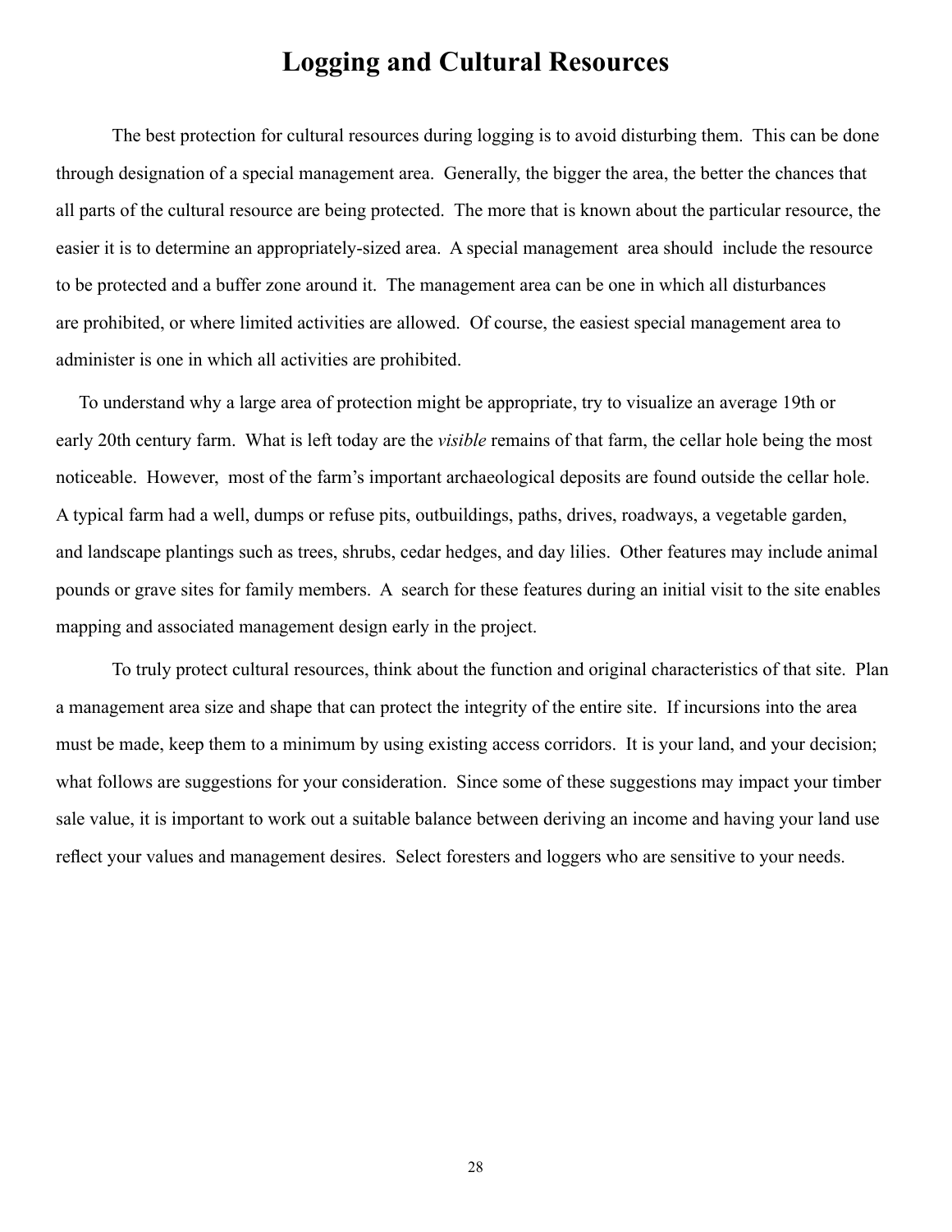# Logging and Cultural Resources

The best protection for cultural resources during logging is to avoid disturbing them. This can be done through designation of a special management area. Generally, the bigger the area, the better the chances that all parts of the cultural resource are being protected. The more that is known about the particular resource, the easier it is to determine an appropriately-sized area. A special management area should include the resource to be protected and a buffer zone around it. The management area can be one in which all disturbances are prohibited, or where limited activities are allowed. Of course, the easiest special management area to administer is one in which all activities are prohibited.

To understand why a large area of protection might be appropriate, try to visualize an average 19th or early 20th century farm. What is left today are the *visible* remains of that farm, the cellar hole being the most noticeable. However, most of the farm's important archaeological deposits are found outside the cellar hole. A typical farm had a well, dumps or refuse pits, outbuildings, paths, drives, roadways, a vegetable garden, and landscape plantings such as trees, shrubs, cedar hedges, and day lilies. Other features may include animal pounds or grave sites for family members. A search for these features during an initial visit to the site enables mapping and associated management design early in the project.

To truly protect cultural resources, think about the function and original characteristics of that site. Plan a management area size and shape that can protect the integrity of the entire site. If incursions into the area must be made, keep them to a minimum by using existing access corridors. It is your land, and your decision; what follows are suggestions for your consideration. Since some of these suggestions may impact your timber sale value, it is important to work out a suitable balance between deriving an income and having your land use reflect your values and management desires. Select foresters and loggers who are sensitive to your needs.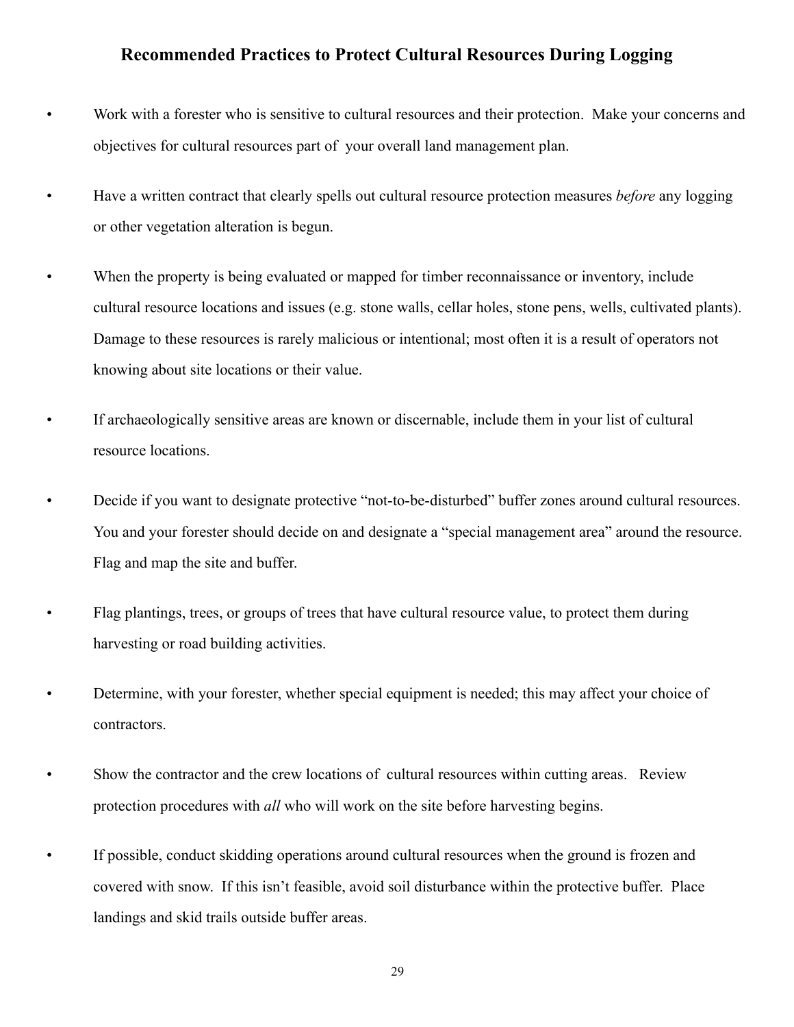## Recommended Practices to Protect Cultural Resources During Logging

- Work with a forester who is sensitive to cultural resources and their protection. Make your concerns and objectives for cultural resources part of your overall land management plan.
- Have a written contract that clearly spells out cultural resource protection measures *before* any logging or other vegetation alteration is begun.
- When the property is being evaluated or mapped for timber reconnaissance or inventory, include cultural resource locations and issues (e.g. stone walls, cellar holes, stone pens, wells, cultivated plants). Damage to these resources is rarely malicious or intentional; most often it is a result of operators not knowing about site locations or their value.
- If archaeologically sensitive areas are known or discernable, include them in your list of cultural resource locations.
- Decide if you want to designate protective "not-to-be-disturbed" buffer zones around cultural resources. You and your forester should decide on and designate a "special management area" around the resource. Flag and map the site and buffer.
- Flag plantings, trees, or groups of trees that have cultural resource value, to protect them during harvesting or road building activities.
- Determine, with your forester, whether special equipment is needed; this may affect your choice of contractors.
- Show the contractor and the crew locations of cultural resources within cutting areas. Review protection procedures with *all* who will work on the site before harvesting begins.
- If possible, conduct skidding operations around cultural resources when the ground is frozen and covered with snow. If this isn't feasible, avoid soil disturbance within the protective buffer. Place landings and skid trails outside buffer areas.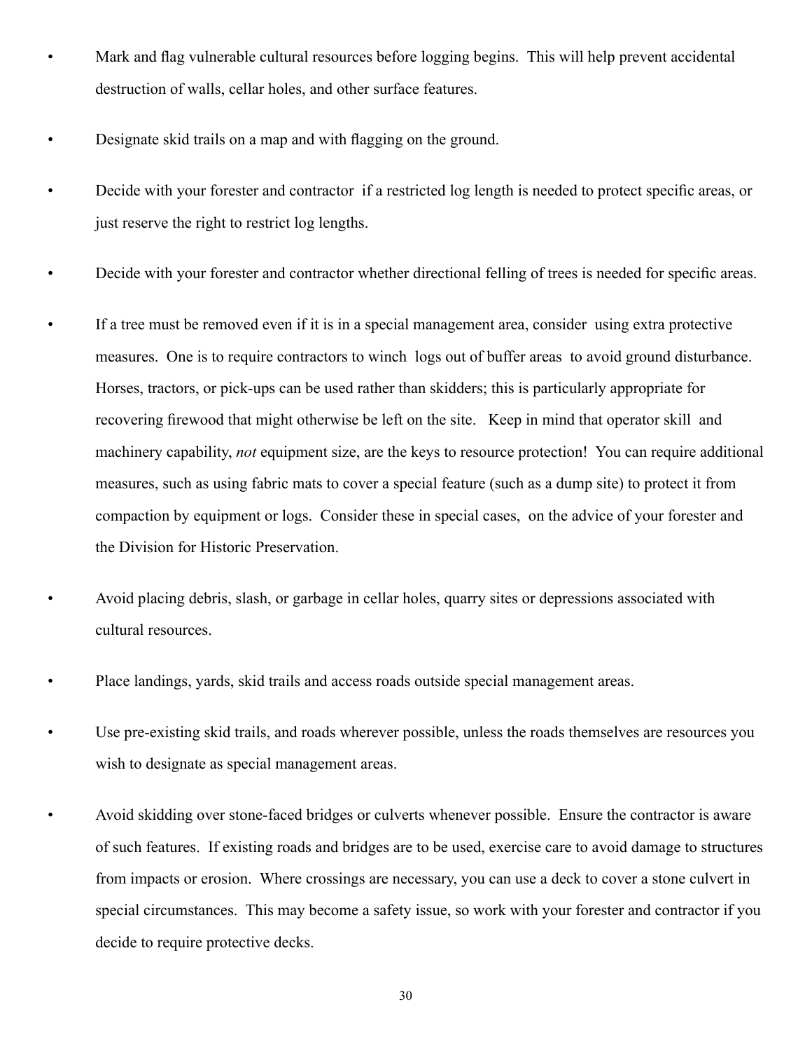- Mark and flag vulnerable cultural resources before logging begins. This will help prevent accidental destruction of walls, cellar holes, and other surface features.

- Designate skid trails on a map and with flagging on the ground.

- Decide with your forester and contractor if a restricted log length is needed to protect specific areas, or just reserve the right to restrict log lengths.

- Decide with your forester and contractor whether directional felling of trees is needed for specific areas.

- If a tree must be removed even if it is in a special management area, consider using extra protective measures. One is to require contractors to winch logs out of buffer areas to avoid ground disturbance. Horses, tractors, or pick-ups can be used rather than skidders; this is particularly appropriate for recovering firewood that might otherwise be left on the site. Keep in mind that operator skill and machinery capability, *not* equipment size, are the keys to resource protection! You can require additional measures, such as using fabric mats to cover a special feature (such as a dump site) to protect it from compaction by equipment or logs. Consider these in special cases, on the advice of your forester and the Division for Historic Preservation.

- Avoid placing debris, slash, or garbage in cellar holes, quarry sites or depressions associated with cultural resources.

- Place landings, yards, skid trails and access roads outside special management areas.

- Use pre-existing skid trails, and roads wherever possible, unless the roads themselves are resources you wish to designate as special management areas.

- Avoid skidding over stone-faced bridges or culverts whenever possible. Ensure the contractor is aware of such features. If existing roads and bridges are to be used, exercise care to avoid damage to structures from impacts or erosion. Where crossings are necessary, you can use a deck to cover a stone culvert in special circumstances. This may become a safety issue, so work with your forester and contractor if you decide to require protective decks.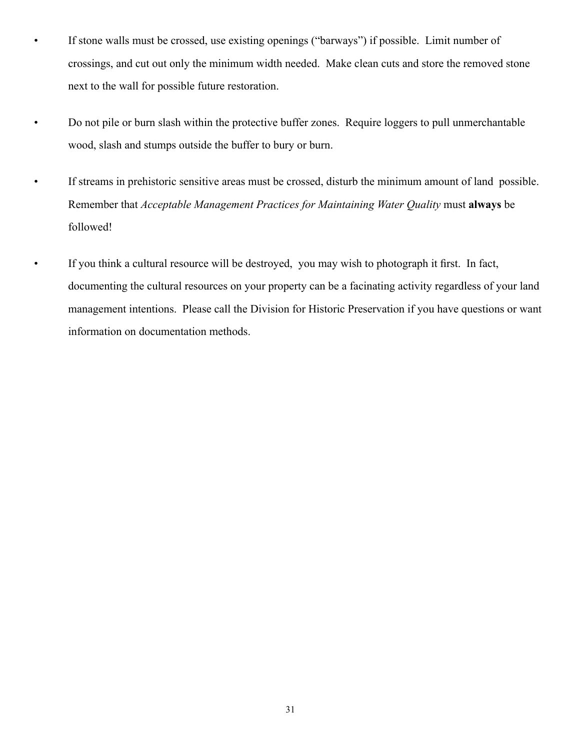- If stone walls must be crossed, use existing openings ("barways") if possible. Limit number of crossings, and cut out only the minimum width needed. Make clean cuts and store the removed stone next to the wall for possible future restoration.

- Do not pile or burn slash within the protective buffer zones. Require loggers to pull unmerchantable wood, slash and stumps outside the buffer to bury or burn.

- If streams in prehistoric sensitive areas must be crossed, disturb the minimum amount of land possible. Remember that *Acceptable Management Practices for Maintaining Water Quality* must **always** be followed!

- If you think a cultural resource will be destroyed, you may wish to photograph it first. In fact, documenting the cultural resources on your property can be a facinating activity regardless of your land management intentions. Please call the Division for Historic Preservation if you have questions or want information on documentation methods.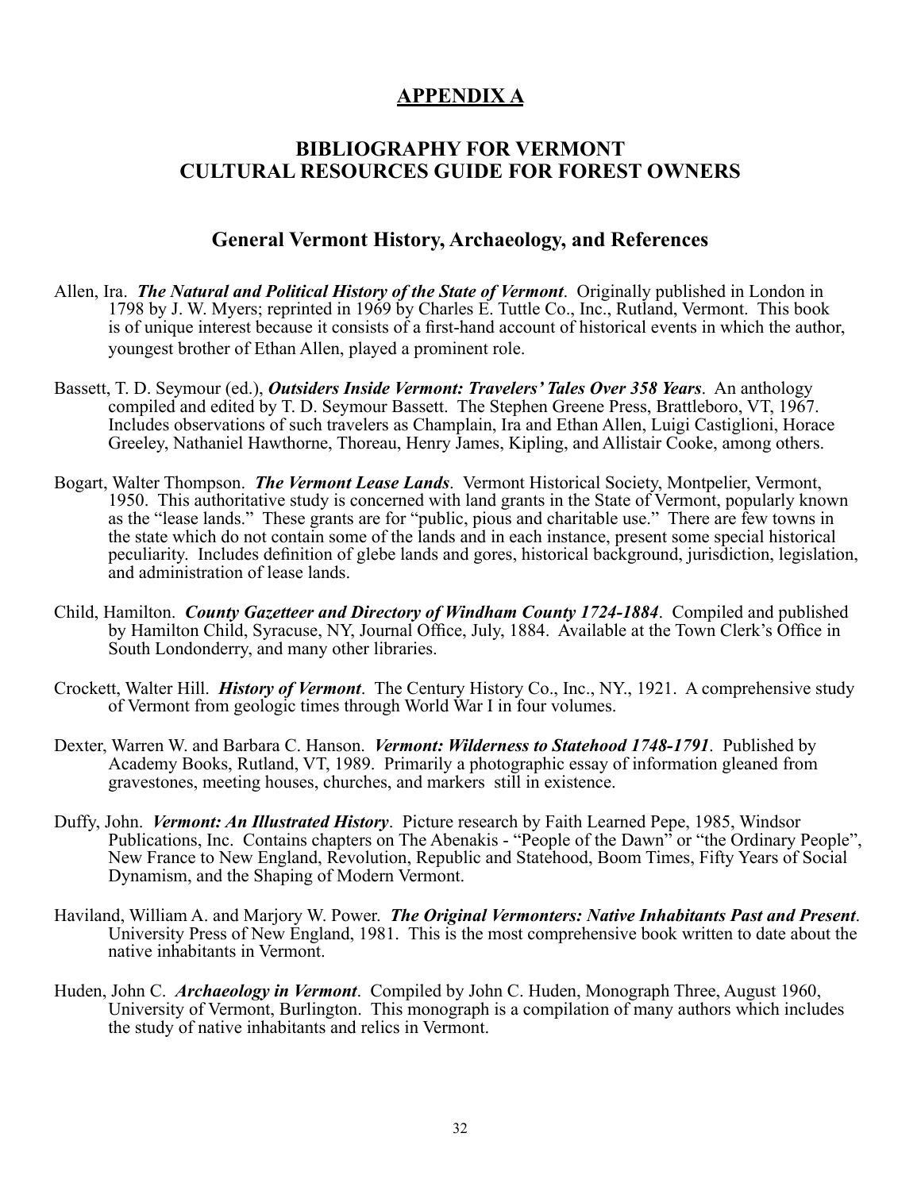# APPENDIX A

## BIBLIOGRAPHY FOR VERMONT CULTURAL RESOURCES GUIDE FOR FOREST OWNERS

### General Vermont History, Archaeology, and References

Allen, Ira. ***The Natural and Political History of the State of Vermont***. Originally published in London in 1798 by J. W. Myers; reprinted in 1969 by Charles E. Tuttle Co., Inc., Rutland, Vermont. This book is of unique interest because it consists of a first-hand account of historical events in which the author, youngest brother of Ethan Allen, played a prominent role.

Bassett, T. D. Seymour (ed.), ***Outsiders Inside Vermont: Travelers' Tales Over 358 Years***. An anthology compiled and edited by T. D. Seymour Bassett. The Stephen Greene Press, Brattleboro, VT, 1967. Includes observations of such travelers as Champlain, Ira and Ethan Allen, Luigi Castiglioni, Horace Greeley, Nathaniel Hawthorne, Thoreau, Henry James, Kipling, and Allistair Cooke, among others.

Bogart, Walter Thompson. ***The Vermont Lease Lands***. Vermont Historical Society, Montpelier, Vermont, 1950. This authoritative study is concerned with land grants in the State of Vermont, popularly known as the "lease lands." These grants are for "public, pious and charitable use." There are few towns in the state which do not contain some of the lands and in each instance, present some special historical peculiarity. Includes definition of glebe lands and gores, historical background, jurisdiction, legislation, and administration of lease lands.

Child, Hamilton. ***County Gazetteer and Directory of Windham County 1724-1884***. Compiled and published by Hamilton Child, Syracuse, NY, Journal Office, July, 1884. Available at the Town Clerk's Office in South Londonderry, and many other libraries.

Crockett, Walter Hill. ***History of Vermont***. The Century History Co., Inc., NY., 1921. A comprehensive study of Vermont from geologic times through World War I in four volumes.

Dexter, Warren W. and Barbara C. Hanson. ***Vermont: Wilderness to Statehood 1748-1791***. Published by Academy Books, Rutland, VT, 1989. Primarily a photographic essay of information gleaned from gravestones, meeting houses, churches, and markers still in existence.

Duffy, John. ***Vermont: An Illustrated History***. Picture research by Faith Learned Pepe, 1985, Windsor Publications, Inc. Contains chapters on The Abenakis - "People of the Dawn" or "the Ordinary People", New France to New England, Revolution, Republic and Statehood, Boom Times, Fifty Years of Social Dynamism, and the Shaping of Modern Vermont.

Haviland, William A. and Marjory W. Power. ***The Original Vermonters: Native Inhabitants Past and Present***. University Press of New England, 1981. This is the most comprehensive book written to date about the native inhabitants in Vermont.

Huden, John C. ***Archaeology in Vermont***. Compiled by John C. Huden, Monograph Three, August 1960, University of Vermont, Burlington. This monograph is a compilation of many authors which includes the study of native inhabitants and relics in Vermont.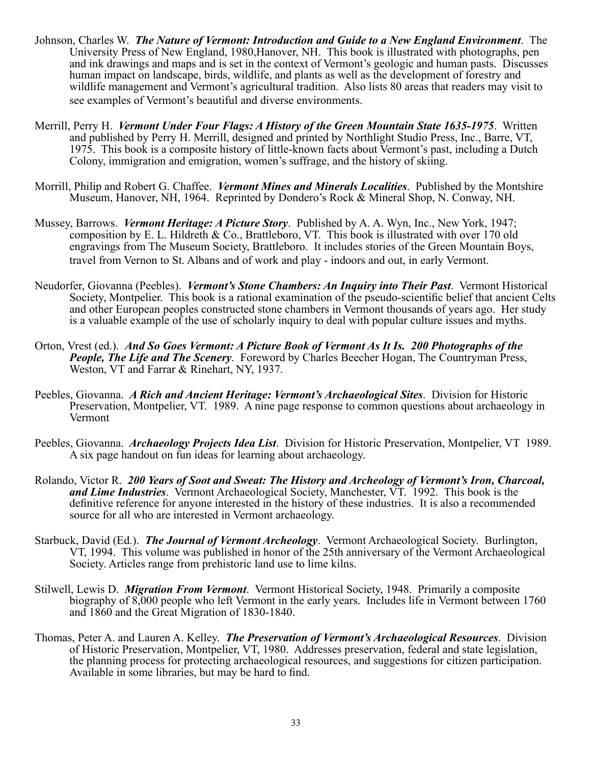Johnson, Charles W. ***The Nature of Vermont: Introduction and Guide to a New England Environment***. The University Press of New England, 1980,Hanover, NH. This book is illustrated with photographs, pen and ink drawings and maps and is set in the context of Vermont's geologic and human pasts. Discusses human impact on landscape, birds, wildlife, and plants as well as the development of forestry and wildlife management and Vermont's agricultural tradition. Also lists 80 areas that readers may visit to see examples of Vermont's beautiful and diverse environments.

Merrill, Perry H. ***Vermont Under Four Flags: A History of the Green Mountain State 1635-1975***. Written and published by Perry H. Merrill, designed and printed by Northlight Studio Press, Inc., Barre, VT, 1975. This book is a composite history of little-known facts about Vermont's past, including a Dutch Colony, immigration and emigration, women's suffrage, and the history of skiing.

Morrill, Philip and Robert G. Chaffee. ***Vermont Mines and Minerals Localities***. Published by the Montshire Museum, Hanover, NH, 1964. Reprinted by Dondero's Rock & Mineral Shop, N. Conway, NH.

Mussey, Barrows. ***Vermont Heritage: A Picture Story***. Published by A. A. Wyn, Inc., New York, 1947; composition by E. L. Hildreth & Co., Brattleboro, VT. This book is illustrated with over 170 old engravings from The Museum Society, Brattleboro. It includes stories of the Green Mountain Boys, travel from Vernon to St. Albans and of work and play - indoors and out, in early Vermont.

Neudorfer, Giovanna (Peebles). ***Vermont's Stone Chambers: An Inquiry into Their Past***. Vermont Historical Society, Montpelier. This book is a rational examination of the pseudo-scientific belief that ancient Celts and other European peoples constructed stone chambers in Vermont thousands of years ago. Her study is a valuable example of the use of scholarly inquiry to deal with popular culture issues and myths.

Orton, Vrest (ed.). ***And So Goes Vermont: A Picture Book of Vermont As It Is. 200 Photographs of the People, The Life and The Scenery***. Foreword by Charles Beecher Hogan, The Countryman Press, Weston, VT and Farrar & Rinehart, NY, 1937.

Peebles, Giovanna. ***A Rich and Ancient Heritage: Vermont's Archaeological Sites***. Division for Historic Preservation, Montpelier, VT. 1989. A nine page response to common questions about archaeology in Vermont

Peebles, Giovanna. ***Archaeology Projects Idea List***. Division for Historic Preservation, Montpelier, VT 1989. A six page handout on fun ideas for learning about archaeology.

Rolando, Victor R. ***200 Years of Soot and Sweat: The History and Archeology of Vermont's Iron, Charcoal, and Lime Industries***. Vermont Archaeological Society, Manchester, VT. 1992. This book is the definitive reference for anyone interested in the history of these industries. It is also a recommended source for all who are interested in Vermont archaeology.

Starbuck, David (Ed.). ***The Journal of Vermont Archeology***. Vermont Archaeological Society. Burlington, VT, 1994. This volume was published in honor of the 25th anniversary of the Vermont Archaeological Society. Articles range from prehistoric land use to lime kilns.

Stilwell, Lewis D. ***Migration From Vermont***. Vermont Historical Society, 1948. Primarily a composite biography of 8,000 people who left Vermont in the early years. Includes life in Vermont between 1760 and 1860 and the Great Migration of 1830-1840.

Thomas, Peter A. and Lauren A. Kelley. ***The Preservation of Vermont's Archaeological Resources***. Division of Historic Preservation, Montpelier, VT, 1980. Addresses preservation, federal and state legislation, the planning process for protecting archaeological resources, and suggestions for citizen participation. Available in some libraries, but may be hard to find.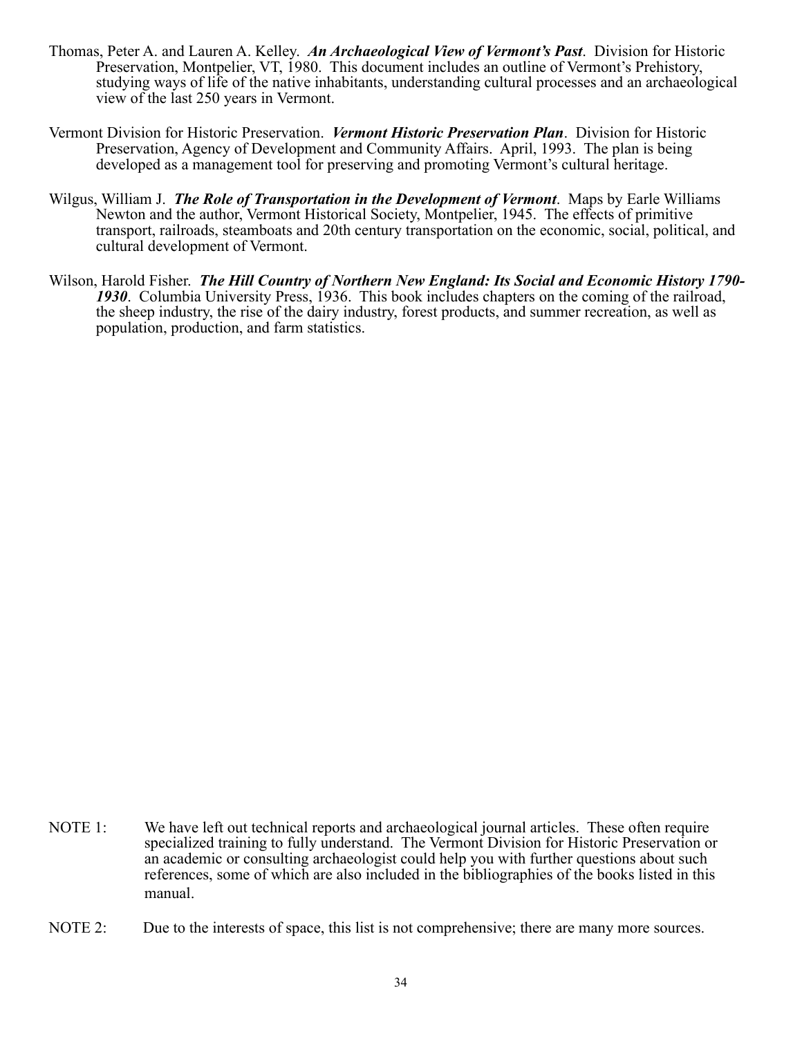Thomas, Peter A. and Lauren A. Kelley. ***An Archaeological View of Vermont's Past***. Division for Historic Preservation, Montpelier, VT, 1980. This document includes an outline of Vermont's Prehistory, studying ways of life of the native inhabitants, understanding cultural processes and an archaeological view of the last 250 years in Vermont.

Vermont Division for Historic Preservation. ***Vermont Historic Preservation Plan***. Division for Historic Preservation, Agency of Development and Community Affairs. April, 1993. The plan is being developed as a management tool for preserving and promoting Vermont's cultural heritage.

Wilgus, William J. ***The Role of Transportation in the Development of Vermont***. Maps by Earle Williams Newton and the author, Vermont Historical Society, Montpelier, 1945. The effects of primitive transport, railroads, steamboats and 20th century transportation on the economic, social, political, and cultural development of Vermont.

Wilson, Harold Fisher. ***The Hill Country of Northern New England: Its Social and Economic History 1790-1930***. Columbia University Press, 1936. This book includes chapters on the coming of the railroad, the sheep industry, the rise of the dairy industry, forest products, and summer recreation, as well as population, production, and farm statistics.

NOTE 1: We have left out technical reports and archaeological journal articles. These often require specialized training to fully understand. The Vermont Division for Historic Preservation or an academic or consulting archaeologist could help you with further questions about such references, some of which are also included in the bibliographies of the books listed in this manual.

NOTE 2: Due to the interests of space, this list is not comprehensive; there are many more sources.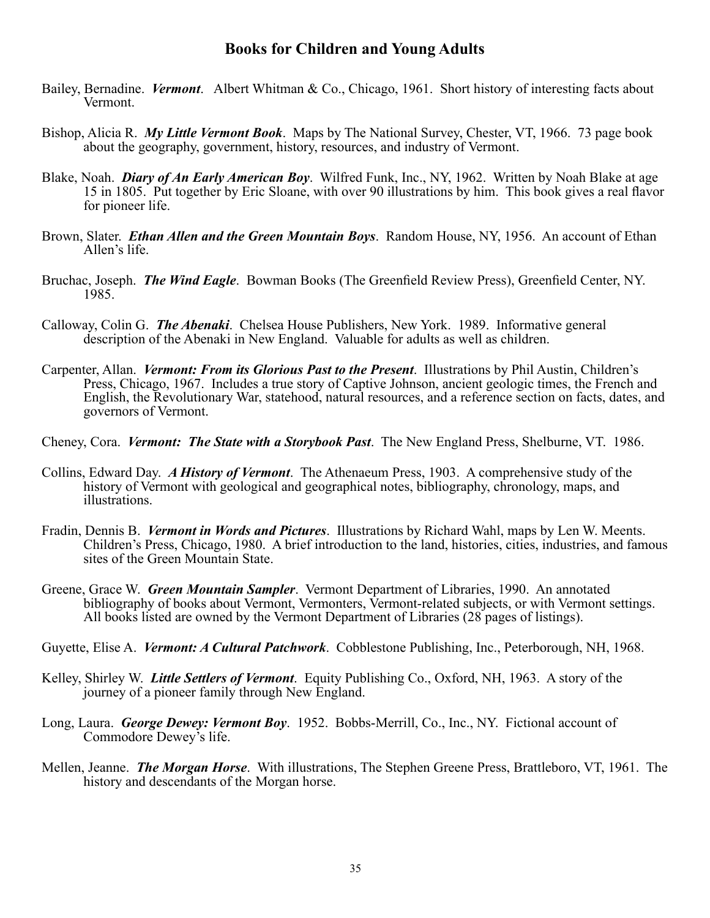## Books for Children and Young Adults

Bailey, Bernadine. ***Vermont***. Albert Whitman & Co., Chicago, 1961. Short history of interesting facts about Vermont.

Bishop, Alicia R. ***My Little Vermont Book***. Maps by The National Survey, Chester, VT, 1966. 73 page book about the geography, government, history, resources, and industry of Vermont.

Blake, Noah. ***Diary of An Early American Boy***. Wilfred Funk, Inc., NY, 1962. Written by Noah Blake at age 15 in 1805. Put together by Eric Sloane, with over 90 illustrations by him. This book gives a real flavor for pioneer life.

Brown, Slater. ***Ethan Allen and the Green Mountain Boys***. Random House, NY, 1956. An account of Ethan Allen's life.

Bruchac, Joseph. ***The Wind Eagle***. Bowman Books (The Greenfield Review Press), Greenfield Center, NY. 1985.

Calloway, Colin G. ***The Abenaki***. Chelsea House Publishers, New York. 1989. Informative general description of the Abenaki in New England. Valuable for adults as well as children.

Carpenter, Allan. ***Vermont: From its Glorious Past to the Present***. Illustrations by Phil Austin, Children's Press, Chicago, 1967. Includes a true story of Captive Johnson, ancient geologic times, the French and English, the Revolutionary War, statehood, natural resources, and a reference section on facts, dates, and governors of Vermont.

Cheney, Cora. ***Vermont: The State with a Storybook Past***. The New England Press, Shelburne, VT. 1986.

Collins, Edward Day. ***A History of Vermont***. The Athenaeum Press, 1903. A comprehensive study of the history of Vermont with geological and geographical notes, bibliography, chronology, maps, and illustrations.

Fradin, Dennis B. ***Vermont in Words and Pictures***. Illustrations by Richard Wahl, maps by Len W. Meents. Children's Press, Chicago, 1980. A brief introduction to the land, histories, cities, industries, and famous sites of the Green Mountain State.

Greene, Grace W. ***Green Mountain Sampler***. Vermont Department of Libraries, 1990. An annotated bibliography of books about Vermont, Vermonters, Vermont-related subjects, or with Vermont settings. All books listed are owned by the Vermont Department of Libraries (28 pages of listings).

Guyette, Elise A. ***Vermont: A Cultural Patchwork***. Cobblestone Publishing, Inc., Peterborough, NH, 1968.

Kelley, Shirley W. ***Little Settlers of Vermont***. Equity Publishing Co., Oxford, NH, 1963. A story of the journey of a pioneer family through New England.

Long, Laura. ***George Dewey: Vermont Boy***. 1952. Bobbs-Merrill, Co., Inc., NY. Fictional account of Commodore Dewey's life.

Mellen, Jeanne. ***The Morgan Horse***. With illustrations, The Stephen Greene Press, Brattleboro, VT, 1961. The history and descendants of the Morgan horse.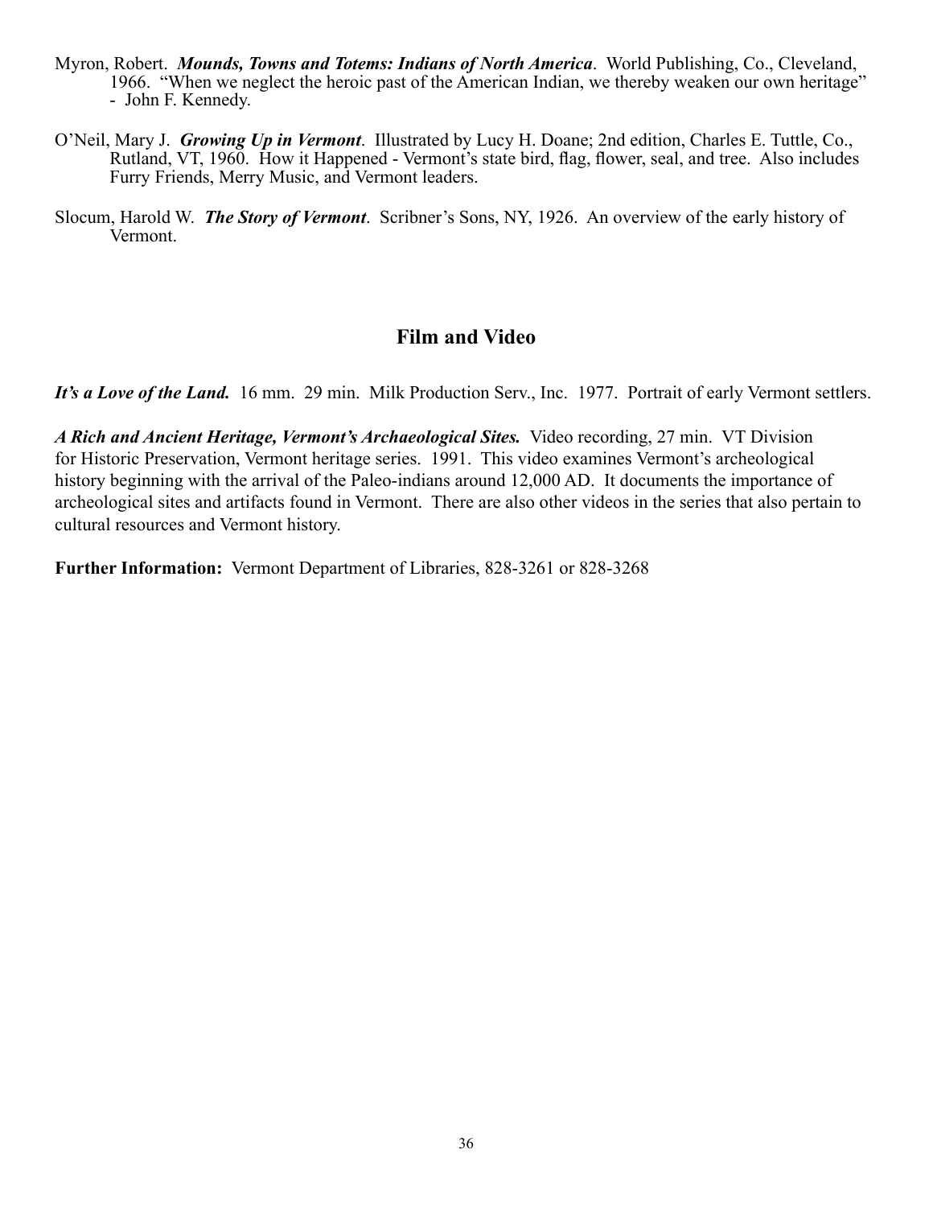Myron, Robert. ***Mounds, Towns and Totems: Indians of North America***. World Publishing, Co., Cleveland, 1966. "When we neglect the heroic past of the American Indian, we thereby weaken our own heritage" - John F. Kennedy.

O'Neil, Mary J. ***Growing Up in Vermont***. Illustrated by Lucy H. Doane; 2nd edition, Charles E. Tuttle, Co., Rutland, VT, 1960. How it Happened - Vermont's state bird, flag, flower, seal, and tree. Also includes Furry Friends, Merry Music, and Vermont leaders.

Slocum, Harold W. ***The Story of Vermont***. Scribner's Sons, NY, 1926. An overview of the early history of Vermont.

## Film and Video

***It's a Love of the Land.*** 16 mm. 29 min. Milk Production Serv., Inc. 1977. Portrait of early Vermont settlers.

***A Rich and Ancient Heritage, Vermont's Archaeological Sites.*** Video recording, 27 min. VT Division for Historic Preservation, Vermont heritage series. 1991. This video examines Vermont's archeological history beginning with the arrival of the Paleo-indians around 12,000 AD. It documents the importance of archeological sites and artifacts found in Vermont. There are also other videos in the series that also pertain to cultural resources and Vermont history.

**Further Information:** Vermont Department of Libraries, 828-3261 or 828-3268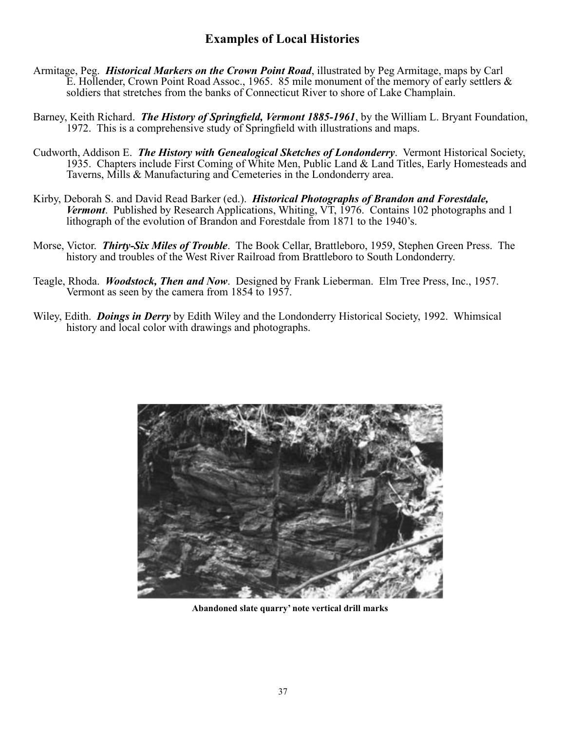## Examples of Local Histories

Armitage, Peg. ***Historical Markers on the Crown Point Road***, illustrated by Peg Armitage, maps by Carl E. Hollender, Crown Point Road Assoc., 1965. 85 mile monument of the memory of early settlers & soldiers that stretches from the banks of Connecticut River to shore of Lake Champlain.

Barney, Keith Richard. ***The History of Springfield, Vermont 1885-1961***, by the William L. Bryant Foundation, 1972. This is a comprehensive study of Springfield with illustrations and maps.

Cudworth, Addison E. ***The History with Genealogical Sketches of Londonderry***. Vermont Historical Society, 1935. Chapters include First Coming of White Men, Public Land & Land Titles, Early Homesteads and Taverns, Mills & Manufacturing and Cemeteries in the Londonderry area.

Kirby, Deborah S. and David Read Barker (ed.). ***Historical Photographs of Brandon and Forestdale, Vermont***. Published by Research Applications, Whiting, VT, 1976. Contains 102 photographs and 1 lithograph of the evolution of Brandon and Forestdale from 1871 to the 1940's.

Morse, Victor. ***Thirty-Six Miles of Trouble***. The Book Cellar, Brattleboro, 1959, Stephen Green Press. The history and troubles of the West River Railroad from Brattleboro to South Londonderry.

Teagle, Rhoda. ***Woodstock, Then and Now***. Designed by Frank Lieberman. Elm Tree Press, Inc., 1957. Vermont as seen by the camera from 1854 to 1957.

Wiley, Edith. ***Doings in Derry*** by Edith Wiley and the Londonderry Historical Society, 1992. Whimsical history and local color with drawings and photographs.

**Abandoned slate quarry' note vertical drill marks**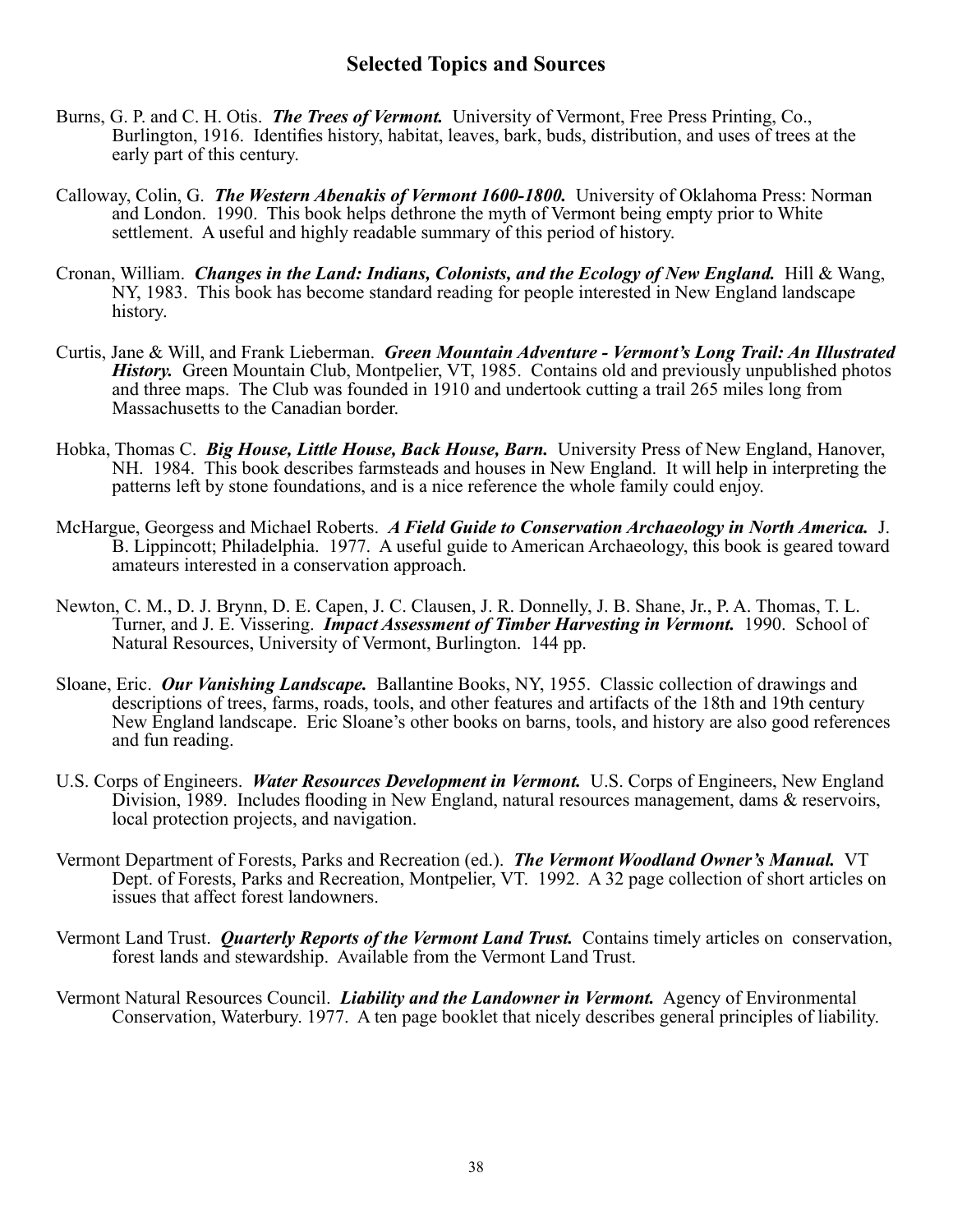## Selected Topics and Sources

Burns, G. P. and C. H. Otis. ***The Trees of Vermont.*** University of Vermont, Free Press Printing, Co., Burlington, 1916. Identifies history, habitat, leaves, bark, buds, distribution, and uses of trees at the early part of this century.

Calloway, Colin, G. ***The Western Abenakis of Vermont 1600-1800.*** University of Oklahoma Press: Norman and London. 1990. This book helps dethrone the myth of Vermont being empty prior to White settlement. A useful and highly readable summary of this period of history.

Cronan, William. ***Changes in the Land: Indians, Colonists, and the Ecology of New England.*** Hill & Wang, NY, 1983. This book has become standard reading for people interested in New England landscape history.

Curtis, Jane & Will, and Frank Lieberman. ***Green Mountain Adventure - Vermont's Long Trail: An Illustrated History.*** Green Mountain Club, Montpelier, VT, 1985. Contains old and previously unpublished photos and three maps. The Club was founded in 1910 and undertook cutting a trail 265 miles long from Massachusetts to the Canadian border.

Hobka, Thomas C. ***Big House, Little House, Back House, Barn.*** University Press of New England, Hanover, NH. 1984. This book describes farmsteads and houses in New England. It will help in interpreting the patterns left by stone foundations, and is a nice reference the whole family could enjoy.

McHargue, Georgess and Michael Roberts. ***A Field Guide to Conservation Archaeology in North America.*** J. B. Lippincott; Philadelphia. 1977. A useful guide to American Archaeology, this book is geared toward amateurs interested in a conservation approach.

Newton, C. M., D. J. Brynn, D. E. Capen, J. C. Clausen, J. R. Donnelly, J. B. Shane, Jr., P. A. Thomas, T. L. Turner, and J. E. Vissering. ***Impact Assessment of Timber Harvesting in Vermont.*** 1990. School of Natural Resources, University of Vermont, Burlington. 144 pp.

Sloane, Eric. ***Our Vanishing Landscape.*** Ballantine Books, NY, 1955. Classic collection of drawings and descriptions of trees, farms, roads, tools, and other features and artifacts of the 18th and 19th century New England landscape. Eric Sloane's other books on barns, tools, and history are also good references and fun reading.

U.S. Corps of Engineers. ***Water Resources Development in Vermont.*** U.S. Corps of Engineers, New England Division, 1989. Includes flooding in New England, natural resources management, dams & reservoirs, local protection projects, and navigation.

Vermont Department of Forests, Parks and Recreation (ed.). ***The Vermont Woodland Owner's Manual.*** VT Dept. of Forests, Parks and Recreation, Montpelier, VT. 1992. A 32 page collection of short articles on issues that affect forest landowners.

Vermont Land Trust. ***Quarterly Reports of the Vermont Land Trust.*** Contains timely articles on conservation, forest lands and stewardship. Available from the Vermont Land Trust.

Vermont Natural Resources Council. ***Liability and the Landowner in Vermont.*** Agency of Environmental Conservation, Waterbury. 1977. A ten page booklet that nicely describes general principles of liability.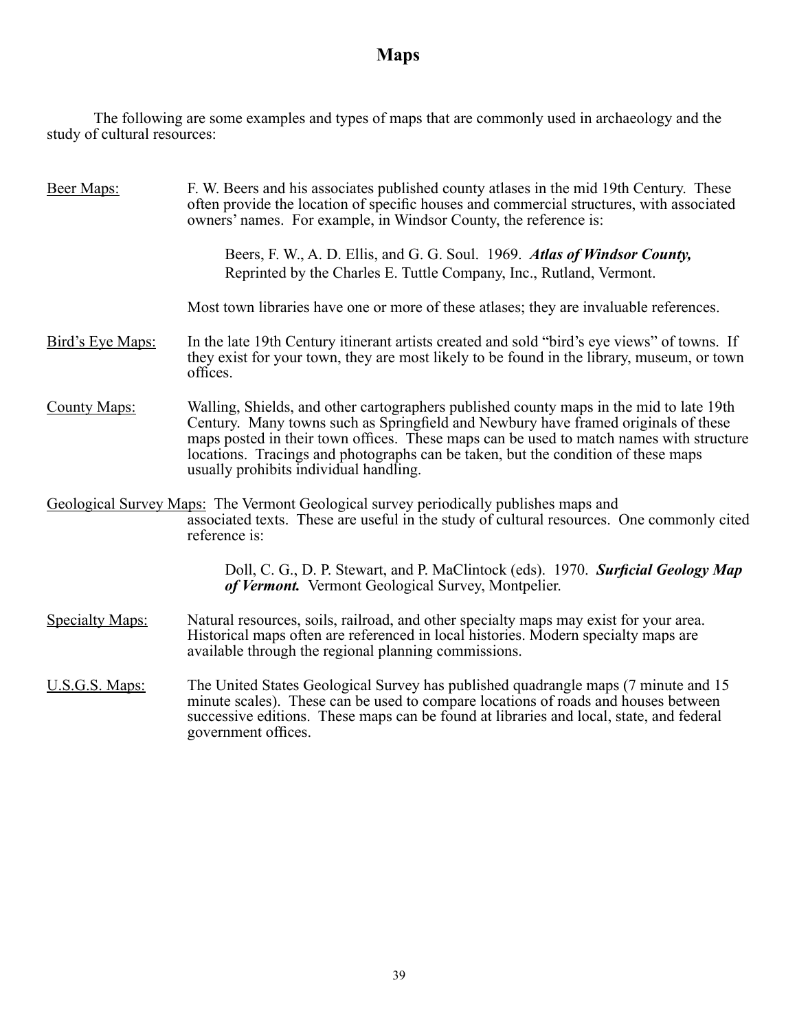# Maps

The following are some examples and types of maps that are commonly used in archaeology and the study of cultural resources:

Beer Maps: F. W. Beers and his associates published county atlases in the mid 19th Century. These often provide the location of specific houses and commercial structures, with associated owners' names. For example, in Windsor County, the reference is:

> Beers, F. W., A. D. Ellis, and G. G. Soul. 1969. ***Atlas of Windsor County,*** Reprinted by the Charles E. Tuttle Company, Inc., Rutland, Vermont.

Most town libraries have one or more of these atlases; they are invaluable references.

Bird's Eye Maps: In the late 19th Century itinerant artists created and sold "bird's eye views" of towns. If they exist for your town, they are most likely to be found in the library, museum, or town offices.

County Maps: Walling, Shields, and other cartographers published county maps in the mid to late 19th Century. Many towns such as Springfield and Newbury have framed originals of these maps posted in their town offices. These maps can be used to match names with structure locations. Tracings and photographs can be taken, but the condition of these maps usually prohibits individual handling.

Geological Survey Maps: The Vermont Geological survey periodically publishes maps and associated texts. These are useful in the study of cultural resources. One commonly cited reference is:

> Doll, C. G., D. P. Stewart, and P. MaClintock (eds). 1970. ***Surficial Geology Map of Vermont.*** Vermont Geological Survey, Montpelier.

Specialty Maps: Natural resources, soils, railroad, and other specialty maps may exist for your area. Historical maps often are referenced in local histories. Modern specialty maps are available through the regional planning commissions.

U.S.G.S. Maps: The United States Geological Survey has published quadrangle maps (7 minute and 15 minute scales). These can be used to compare locations of roads and houses between successive editions. These maps can be found at libraries and local, state, and federal government offices.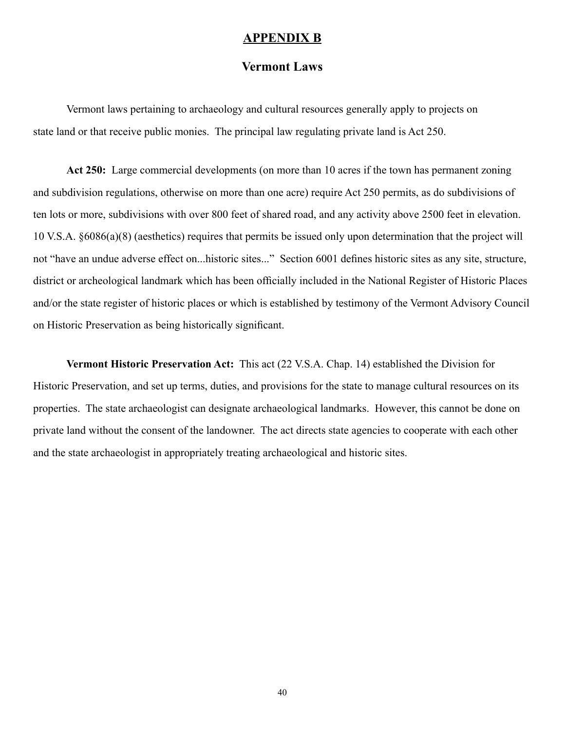## APPENDIX B

## Vermont Laws

Vermont laws pertaining to archaeology and cultural resources generally apply to projects on state land or that receive public monies. The principal law regulating private land is Act 250.

**Act 250:** Large commercial developments (on more than 10 acres if the town has permanent zoning and subdivision regulations, otherwise on more than one acre) require Act 250 permits, as do subdivisions of ten lots or more, subdivisions with over 800 feet of shared road, and any activity above 2500 feet in elevation. 10 V.S.A. §6086(a)(8) (aesthetics) requires that permits be issued only upon determination that the project will not "have an undue adverse effect on...historic sites..." Section 6001 defines historic sites as any site, structure, district or archeological landmark which has been officially included in the National Register of Historic Places and/or the state register of historic places or which is established by testimony of the Vermont Advisory Council on Historic Preservation as being historically significant.

**Vermont Historic Preservation Act:** This act (22 V.S.A. Chap. 14) established the Division for Historic Preservation, and set up terms, duties, and provisions for the state to manage cultural resources on its properties. The state archaeologist can designate archaeological landmarks. However, this cannot be done on private land without the consent of the landowner. The act directs state agencies to cooperate with each other and the state archaeologist in appropriately treating archaeological and historic sites.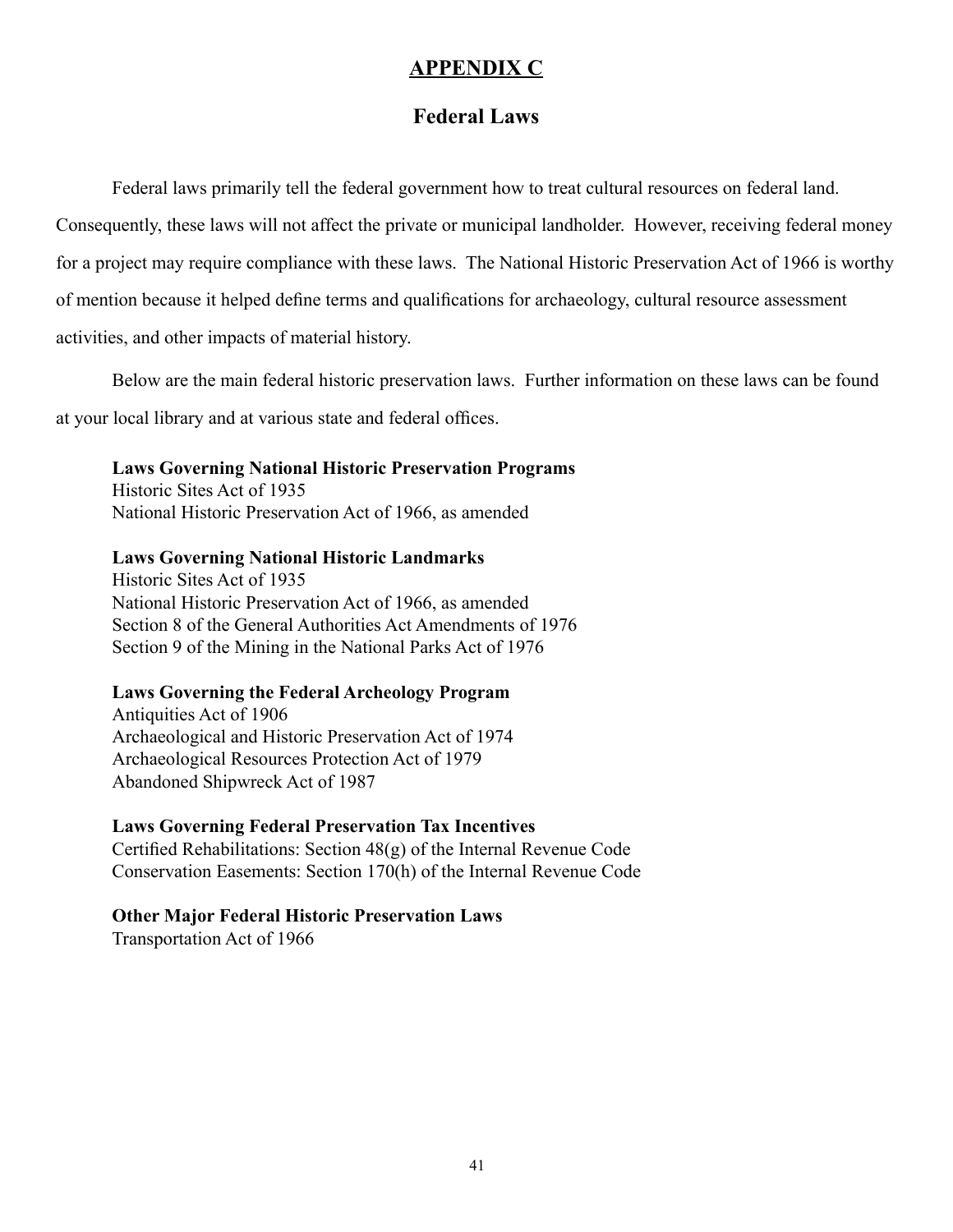# APPENDIX C

## Federal Laws

Federal laws primarily tell the federal government how to treat cultural resources on federal land. Consequently, these laws will not affect the private or municipal landholder. However, receiving federal money for a project may require compliance with these laws. The National Historic Preservation Act of 1966 is worthy of mention because it helped define terms and qualifications for archaeology, cultural resource assessment activities, and other impacts of material history.

Below are the main federal historic preservation laws. Further information on these laws can be found at your local library and at various state and federal offices.

**Laws Governing National Historic Preservation Programs**
Historic Sites Act of 1935
National Historic Preservation Act of 1966, as amended

**Laws Governing National Historic Landmarks**
Historic Sites Act of 1935
National Historic Preservation Act of 1966, as amended
Section 8 of the General Authorities Act Amendments of 1976
Section 9 of the Mining in the National Parks Act of 1976

**Laws Governing the Federal Archeology Program**
Antiquities Act of 1906
Archaeological and Historic Preservation Act of 1974
Archaeological Resources Protection Act of 1979
Abandoned Shipwreck Act of 1987

**Laws Governing Federal Preservation Tax Incentives**
Certified Rehabilitations: Section 48(g) of the Internal Revenue Code
Conservation Easements: Section 170(h) of the Internal Revenue Code

**Other Major Federal Historic Preservation Laws**
Transportation Act of 1966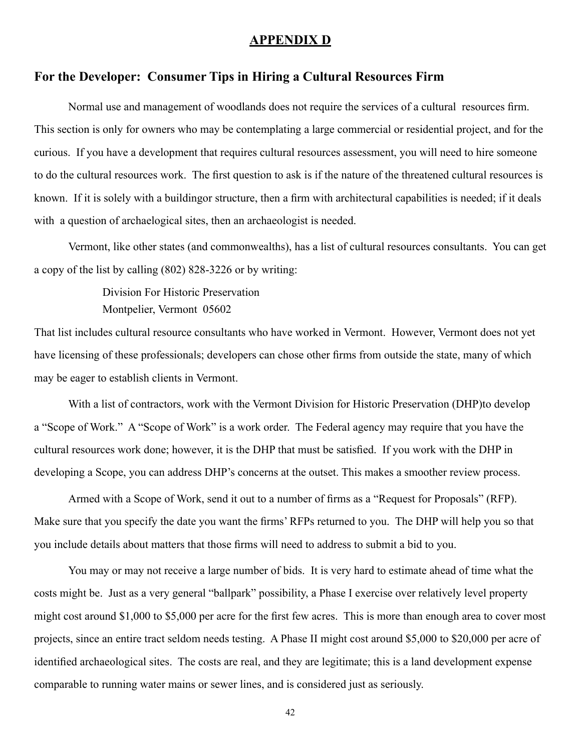## APPENDIX D

### For the Developer: Consumer Tips in Hiring a Cultural Resources Firm

Normal use and management of woodlands does not require the services of a cultural resources firm. This section is only for owners who may be contemplating a large commercial or residential project, and for the curious. If you have a development that requires cultural resources assessment, you will need to hire someone to do the cultural resources work. The first question to ask is if the nature of the threatened cultural resources is known. If it is solely with a buildingor structure, then a firm with architectural capabilities is needed; if it deals with a question of archaelogical sites, then an archaeologist is needed.

Vermont, like other states (and commonwealths), has a list of cultural resources consultants. You can get a copy of the list by calling (802) 828-3226 or by writing:

> Division For Historic Preservation
> Montpelier, Vermont 05602

That list includes cultural resource consultants who have worked in Vermont. However, Vermont does not yet have licensing of these professionals; developers can chose other firms from outside the state, many of which may be eager to establish clients in Vermont.

With a list of contractors, work with the Vermont Division for Historic Preservation (DHP)to develop a "Scope of Work." A "Scope of Work" is a work order. The Federal agency may require that you have the cultural resources work done; however, it is the DHP that must be satisfied. If you work with the DHP in developing a Scope, you can address DHP's concerns at the outset. This makes a smoother review process.

Armed with a Scope of Work, send it out to a number of firms as a "Request for Proposals" (RFP). Make sure that you specify the date you want the firms' RFPs returned to you. The DHP will help you so that you include details about matters that those firms will need to address to submit a bid to you.

You may or may not receive a large number of bids. It is very hard to estimate ahead of time what the costs might be. Just as a very general "ballpark" possibility, a Phase I exercise over relatively level property might cost around $1,000 to $5,000 per acre for the first few acres. This is more than enough area to cover most projects, since an entire tract seldom needs testing. A Phase II might cost around $5,000 to $20,000 per acre of identified archaeological sites. The costs are real, and they are legitimate; this is a land development expense comparable to running water mains or sewer lines, and is considered just as seriously.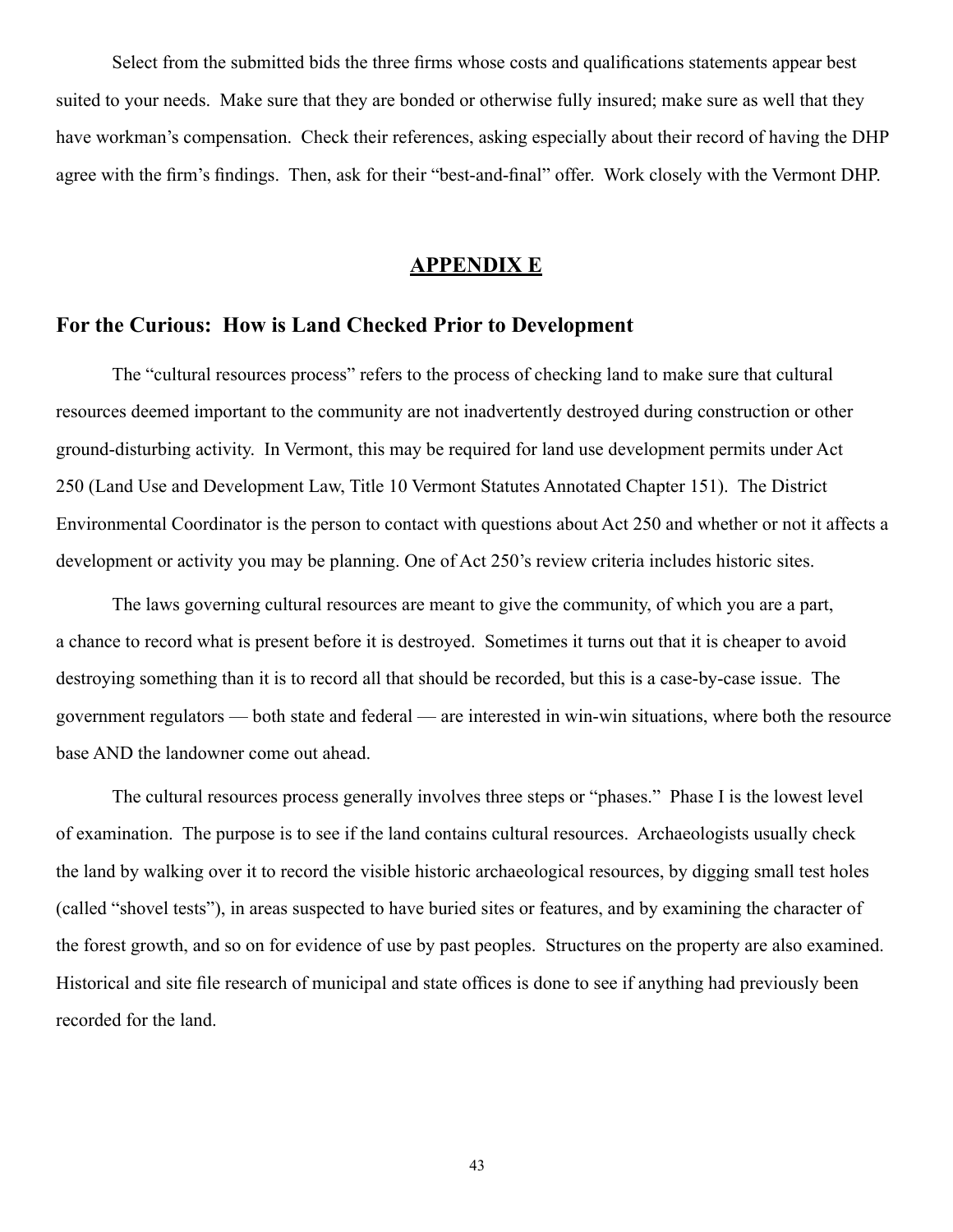Select from the submitted bids the three firms whose costs and qualifications statements appear best suited to your needs. Make sure that they are bonded or otherwise fully insured; make sure as well that they have workman's compensation. Check their references, asking especially about their record of having the DHP agree with the firm's findings. Then, ask for their "best-and-final" offer. Work closely with the Vermont DHP.

## APPENDIX E

### For the Curious: How is Land Checked Prior to Development

The "cultural resources process" refers to the process of checking land to make sure that cultural resources deemed important to the community are not inadvertently destroyed during construction or other ground-disturbing activity. In Vermont, this may be required for land use development permits under Act 250 (Land Use and Development Law, Title 10 Vermont Statutes Annotated Chapter 151). The District Environmental Coordinator is the person to contact with questions about Act 250 and whether or not it affects a development or activity you may be planning. One of Act 250's review criteria includes historic sites.

The laws governing cultural resources are meant to give the community, of which you are a part, a chance to record what is present before it is destroyed. Sometimes it turns out that it is cheaper to avoid destroying something than it is to record all that should be recorded, but this is a case-by-case issue. The government regulators — both state and federal — are interested in win-win situations, where both the resource base AND the landowner come out ahead.

The cultural resources process generally involves three steps or "phases." Phase I is the lowest level of examination. The purpose is to see if the land contains cultural resources. Archaeologists usually check the land by walking over it to record the visible historic archaeological resources, by digging small test holes (called "shovel tests"), in areas suspected to have buried sites or features, and by examining the character of the forest growth, and so on for evidence of use by past peoples. Structures on the property are also examined. Historical and site file research of municipal and state offices is done to see if anything had previously been recorded for the land.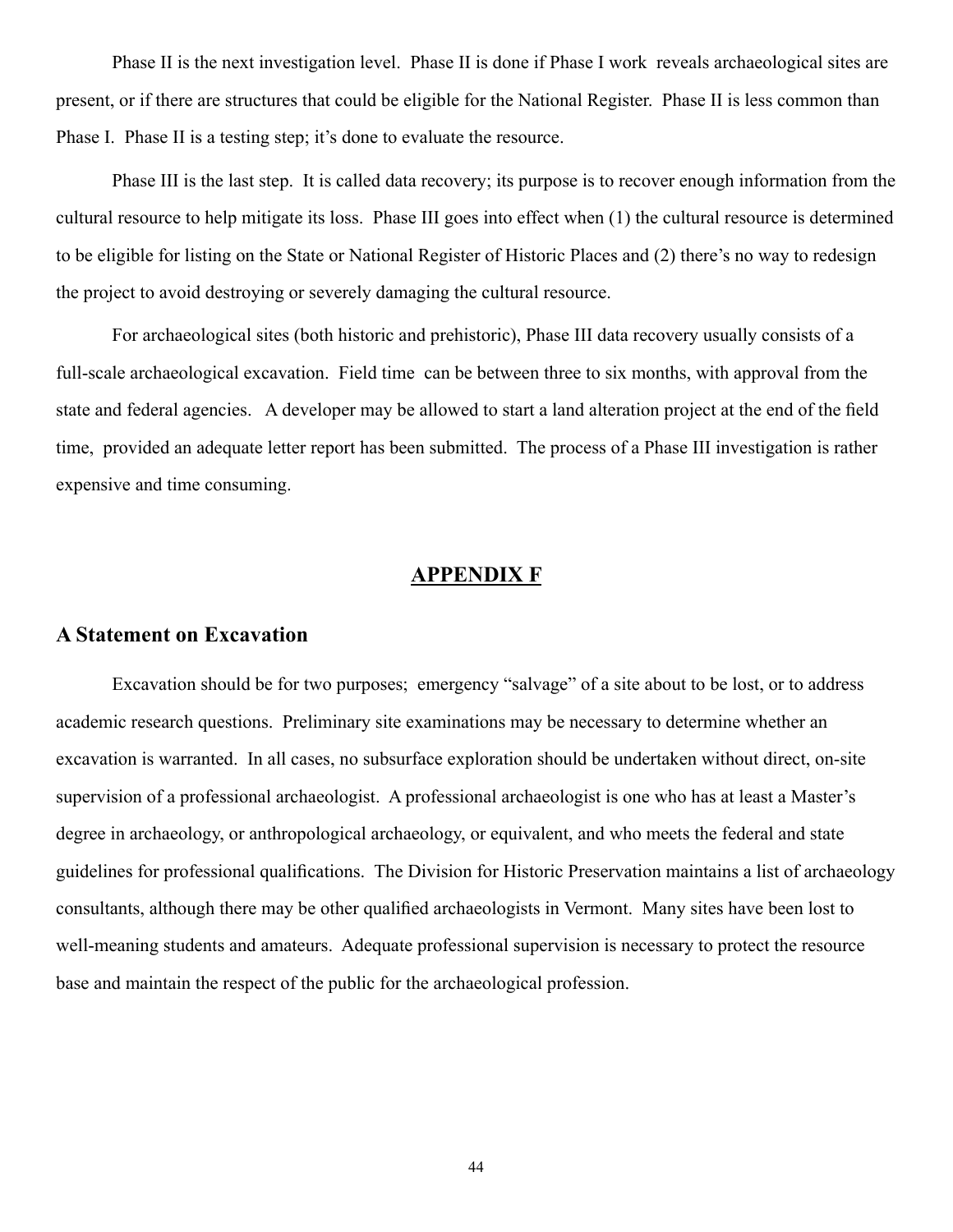Phase II is the next investigation level. Phase II is done if Phase I work reveals archaeological sites are present, or if there are structures that could be eligible for the National Register. Phase II is less common than Phase I. Phase II is a testing step; it's done to evaluate the resource.

Phase III is the last step. It is called data recovery; its purpose is to recover enough information from the cultural resource to help mitigate its loss. Phase III goes into effect when (1) the cultural resource is determined to be eligible for listing on the State or National Register of Historic Places and (2) there's no way to redesign the project to avoid destroying or severely damaging the cultural resource.

For archaeological sites (both historic and prehistoric), Phase III data recovery usually consists of a full-scale archaeological excavation. Field time can be between three to six months, with approval from the state and federal agencies. A developer may be allowed to start a land alteration project at the end of the field time, provided an adequate letter report has been submitted. The process of a Phase III investigation is rather expensive and time consuming.

# APPENDIX F

## A Statement on Excavation

Excavation should be for two purposes; emergency "salvage" of a site about to be lost, or to address academic research questions. Preliminary site examinations may be necessary to determine whether an excavation is warranted. In all cases, no subsurface exploration should be undertaken without direct, on-site supervision of a professional archaeologist. A professional archaeologist is one who has at least a Master's degree in archaeology, or anthropological archaeology, or equivalent, and who meets the federal and state guidelines for professional qualifications. The Division for Historic Preservation maintains a list of archaeology consultants, although there may be other qualified archaeologists in Vermont. Many sites have been lost to well-meaning students and amateurs. Adequate professional supervision is necessary to protect the resource base and maintain the respect of the public for the archaeological profession.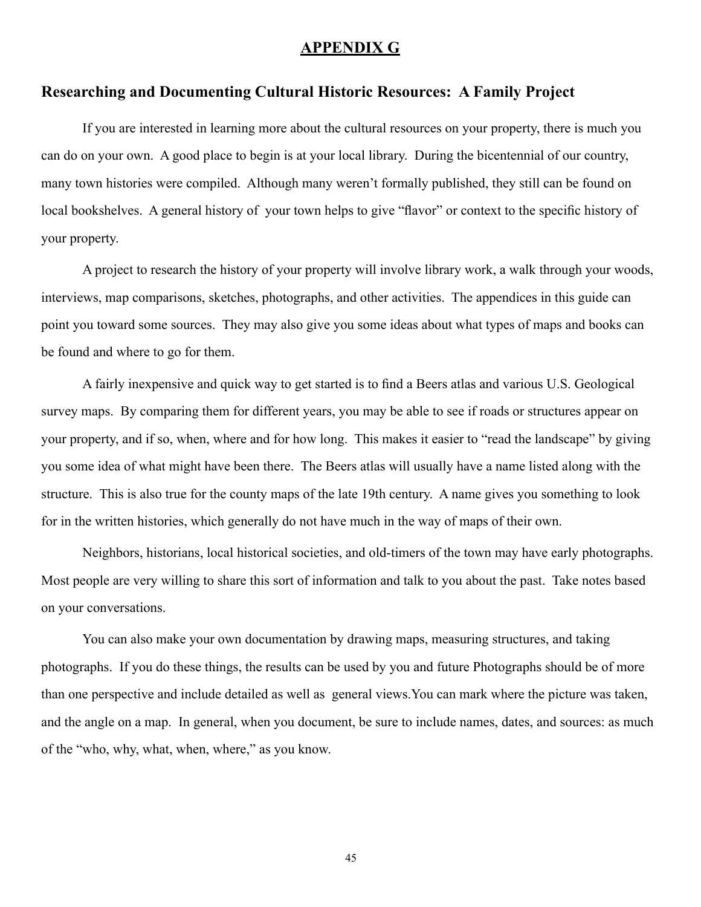## APPENDIX G

### Researching and Documenting Cultural Historic Resources: A Family Project

If you are interested in learning more about the cultural resources on your property, there is much you can do on your own. A good place to begin is at your local library. During the bicentennial of our country, many town histories were compiled. Although many weren't formally published, they still can be found on local bookshelves. A general history of your town helps to give "flavor" or context to the specific history of your property.

A project to research the history of your property will involve library work, a walk through your woods, interviews, map comparisons, sketches, photographs, and other activities. The appendices in this guide can point you toward some sources. They may also give you some ideas about what types of maps and books can be found and where to go for them.

A fairly inexpensive and quick way to get started is to find a Beers atlas and various U.S. Geological survey maps. By comparing them for different years, you may be able to see if roads or structures appear on your property, and if so, when, where and for how long. This makes it easier to "read the landscape" by giving you some idea of what might have been there. The Beers atlas will usually have a name listed along with the structure. This is also true for the county maps of the late 19th century. A name gives you something to look for in the written histories, which generally do not have much in the way of maps of their own.

Neighbors, historians, local historical societies, and old-timers of the town may have early photographs. Most people are very willing to share this sort of information and talk to you about the past. Take notes based on your conversations.

You can also make your own documentation by drawing maps, measuring structures, and taking photographs. If you do these things, the results can be used by you and future Photographs should be of more than one perspective and include detailed as well as general views.You can mark where the picture was taken, and the angle on a map. In general, when you document, be sure to include names, dates, and sources: as much of the "who, why, what, when, where," as you know.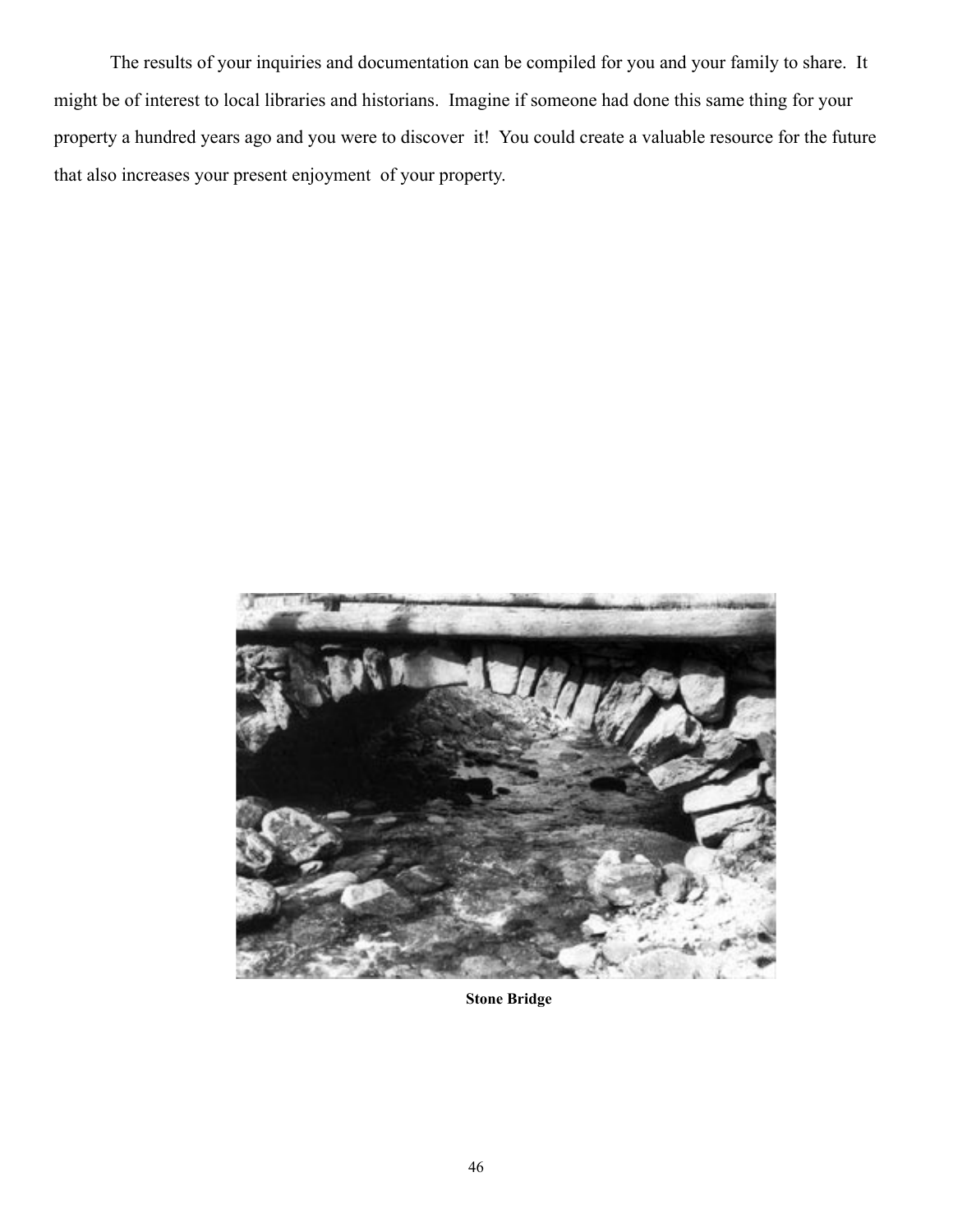The results of your inquiries and documentation can be compiled for you and your family to share. It might be of interest to local libraries and historians. Imagine if someone had done this same thing for your property a hundred years ago and you were to discover it! You could create a valuable resource for the future that also increases your present enjoyment of your property.

**Stone Bridge**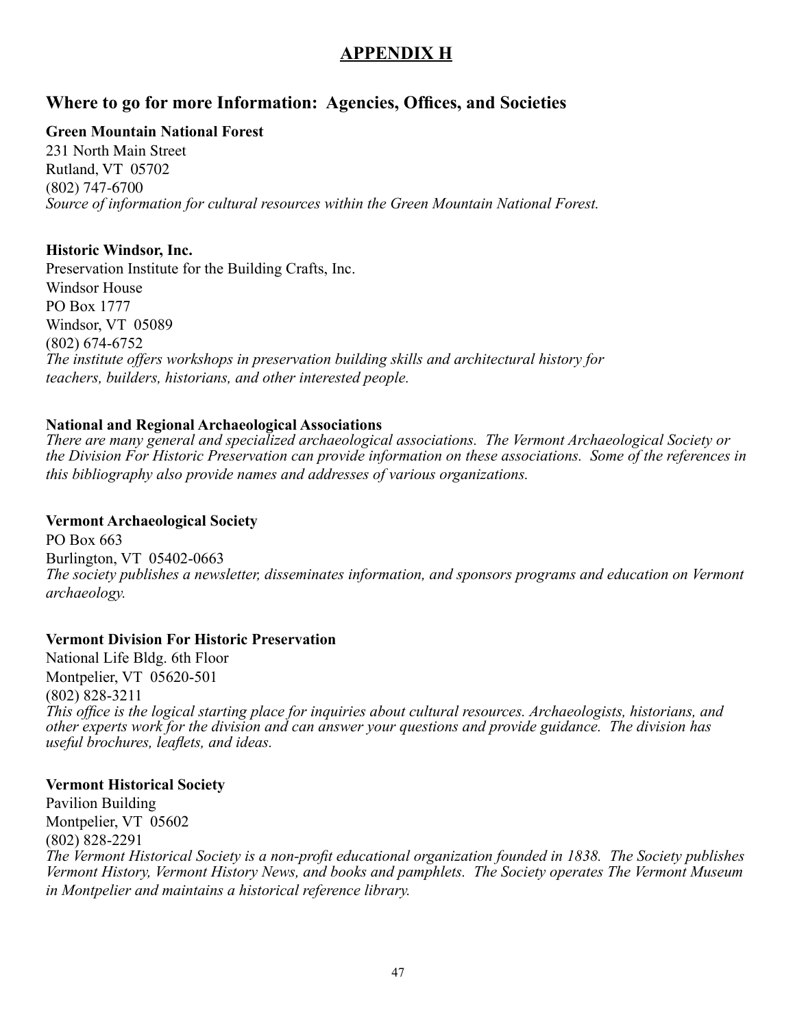# APPENDIX H

## Where to go for more Information: Agencies, Offices, and Societies

**Green Mountain National Forest**
231 North Main Street
Rutland, VT 05702
(802) 747-6700
*Source of information for cultural resources within the Green Mountain National Forest.*

**Historic Windsor, Inc.**
Preservation Institute for the Building Crafts, Inc.
Windsor House
PO Box 1777
Windsor, VT 05089
(802) 674-6752
*The institute offers workshops in preservation building skills and architectural history for teachers, builders, historians, and other interested people.*

**National and Regional Archaeological Associations**
*There are many general and specialized archaeological associations. The Vermont Archaeological Society or the Division For Historic Preservation can provide information on these associations. Some of the references in this bibliography also provide names and addresses of various organizations.*

**Vermont Archaeological Society**
PO Box 663
Burlington, VT 05402-0663
*The society publishes a newsletter, disseminates information, and sponsors programs and education on Vermont archaeology.*

**Vermont Division For Historic Preservation**
National Life Bldg. 6th Floor
Montpelier, VT 05620-501
(802) 828-3211
*This office is the logical starting place for inquiries about cultural resources. Archaeologists, historians, and other experts work for the division and can answer your questions and provide guidance. The division has useful brochures, leaflets, and ideas.*

**Vermont Historical Society**
Pavilion Building
Montpelier, VT 05602
(802) 828-2291
*The Vermont Historical Society is a non-profit educational organization founded in 1838. The Society publishes Vermont History, Vermont History News, and books and pamphlets. The Society operates The Vermont Museum in Montpelier and maintains a historical reference library.*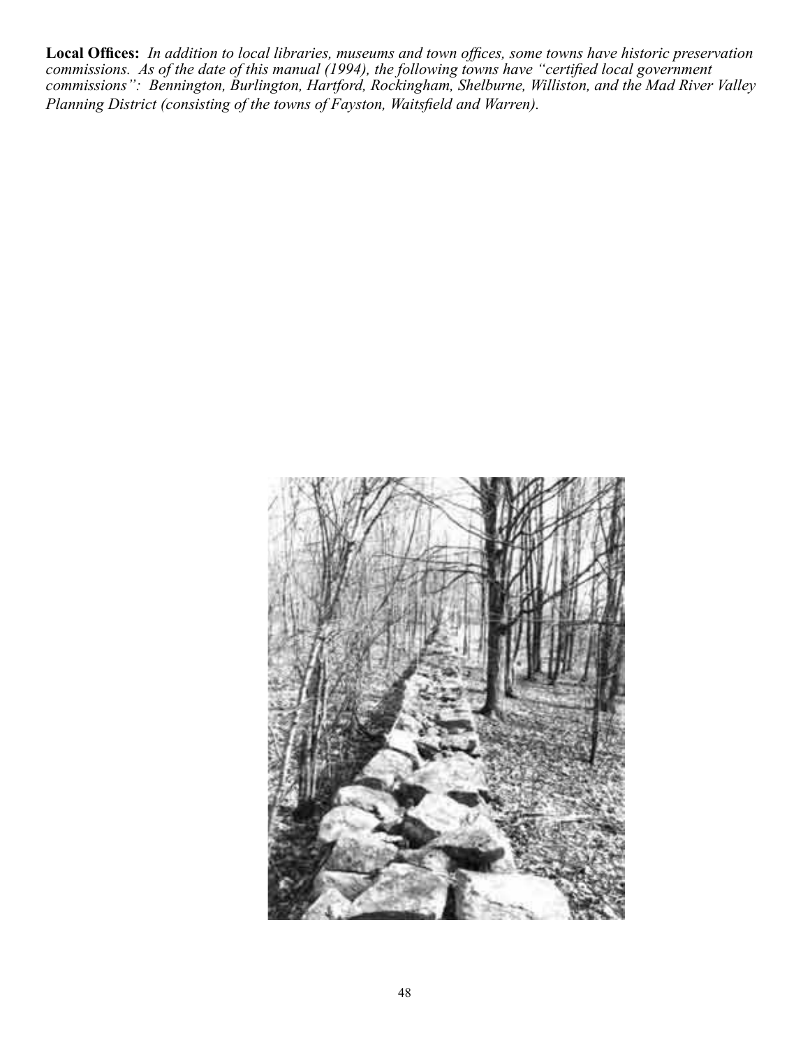**Local Offices:** *In addition to local libraries, museums and town offices, some towns have historic preservation commissions. As of the date of this manual (1994), the following towns have "certified local government commissions": Bennington, Burlington, Hartford, Rockingham, Shelburne, Williston, and the Mad River Valley Planning District (consisting of the towns of Fayston, Waitsfield and Warren).*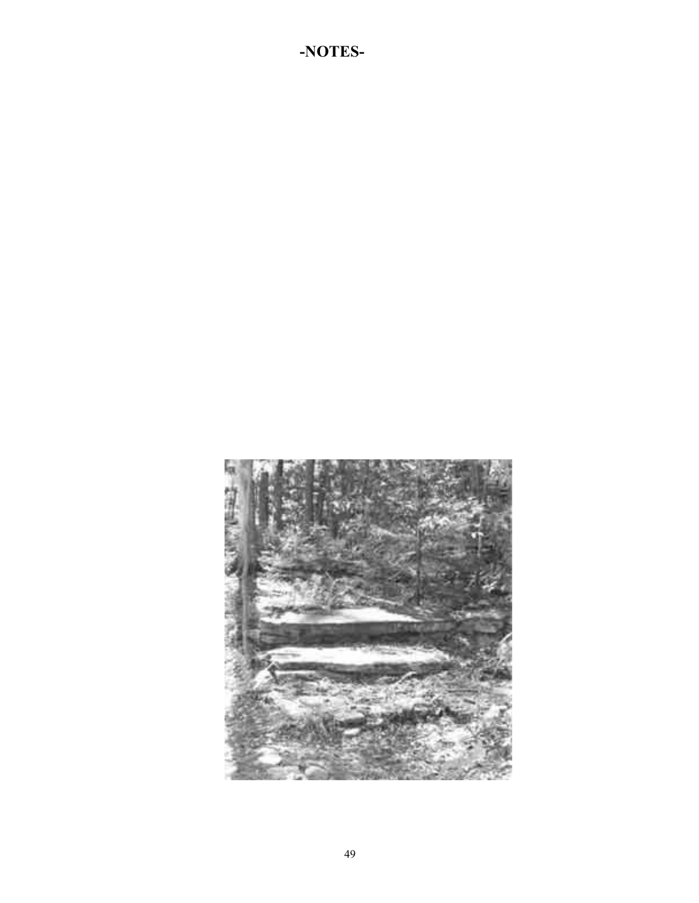# -NOTES-